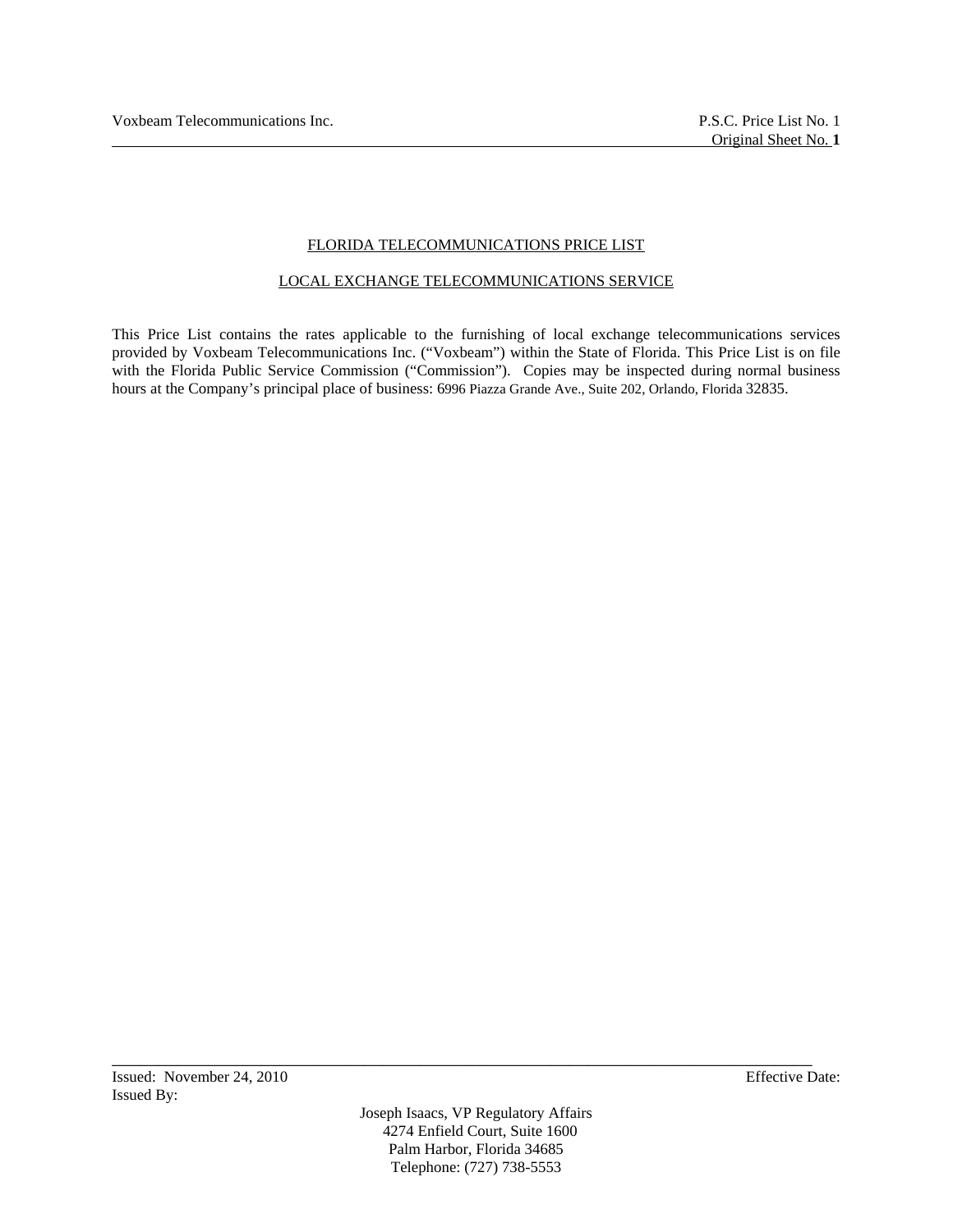# FLORIDA TELECOMMUNICATIONS PRICE LIST

## LOCAL EXCHANGE TELECOMMUNICATIONS SERVICE

This Price List contains the rates applicable to the furnishing of local exchange telecommunications services provided by Voxbeam Telecommunications Inc. ("Voxbeam") within the State of Florida. This Price List is on file with the Florida Public Service Commission ("Commission"). Copies may be inspected during normal business hours at the Company's principal place of business: 6996 Piazza Grande Ave., Suite 202, Orlando, Florida 32835.

Issued: November 24, 2010

Effective Date:

Issued By:

Joseph Isaacs, VP Regulatory Affairs
4274 Enfield Court, Suite 1600
Palm Harbor, Florida 34685
Telephone: (727) 738-5553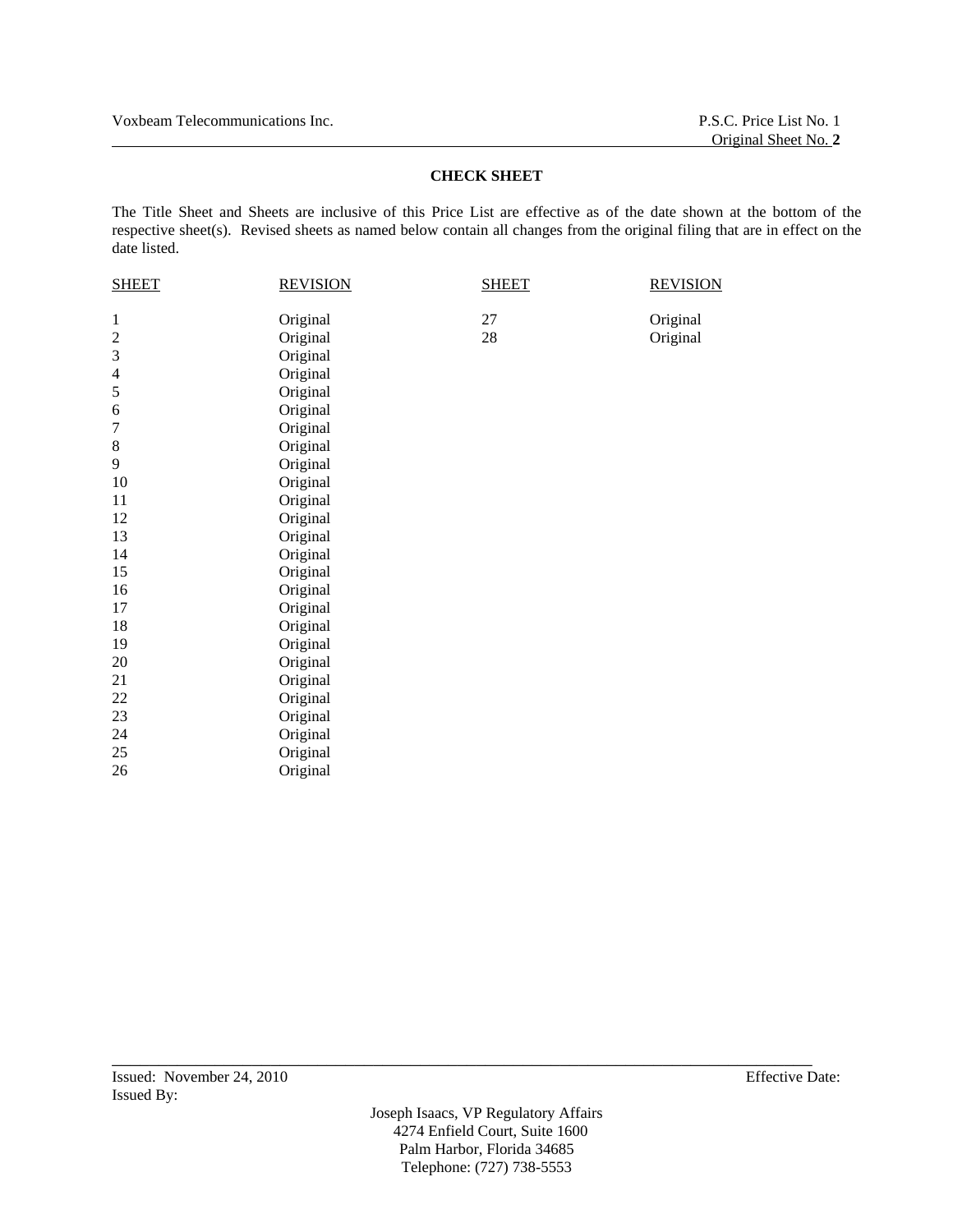## CHECK SHEET

The Title Sheet and Sheets are inclusive of this Price List are effective as of the date shown at the bottom of the respective sheet(s). Revised sheets as named below contain all changes from the original filing that are in effect on the date listed.

| SHEET | REVISION | SHEET | REVISION |
|---|---|---|---|
| 1 | Original | 27 | Original |
| 2 | Original | 28 | Original |
| 3 | Original | | |
| 4 | Original | | |
| 5 | Original | | |
| 6 | Original | | |
| 7 | Original | | |
| 8 | Original | | |
| 9 | Original | | |
| 10 | Original | | |
| 11 | Original | | |
| 12 | Original | | |
| 13 | Original | | |
| 14 | Original | | |
| 15 | Original | | |
| 16 | Original | | |
| 17 | Original | | |
| 18 | Original | | |
| 19 | Original | | |
| 20 | Original | | |
| 21 | Original | | |
| 22 | Original | | |
| 23 | Original | | |
| 24 | Original | | |
| 25 | Original | | |
| 26 | Original | | |

Issued: November 24, 2010 Effective Date:

Issued By:

Joseph Isaacs, VP Regulatory Affairs
4274 Enfield Court, Suite 1600
Palm Harbor, Florida 34685
Telephone: (727) 738-5553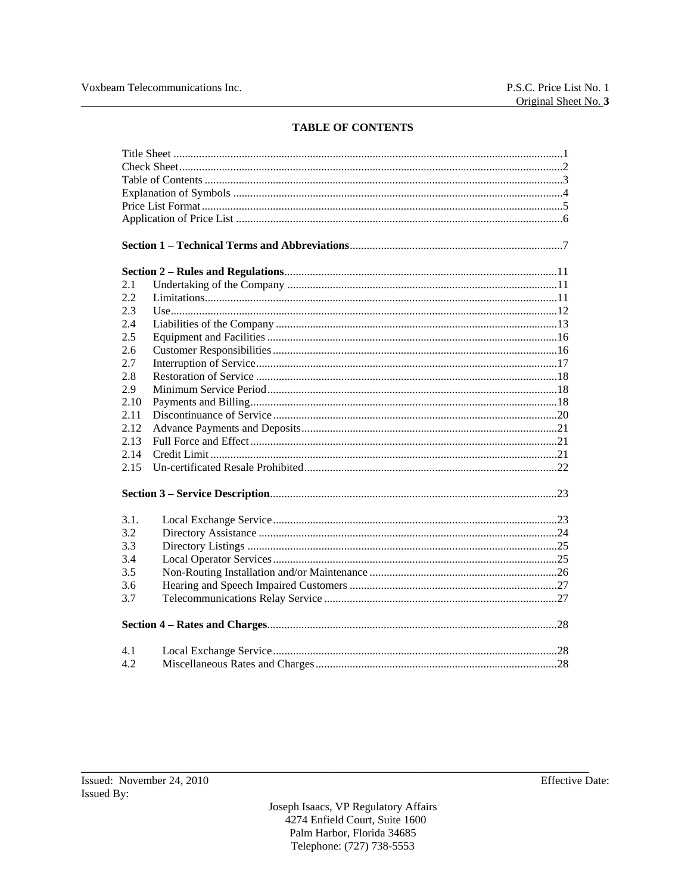# TABLE OF CONTENTS

| | | |
|---|---|---|
| Title Sheet | | 1 |
| Check Sheet | | 2 |
| Table of Contents | | 3 |
| Explanation of Symbols | | 4 |
| Price List Format | | 5 |
| Application of Price List | | 6 |
| **Section 1 – Technical Terms and Abbreviations** | | 7 |
| **Section 2 – Rules and Regulations** | | 11 |
| 2.1 | Undertaking of the Company | 11 |
| 2.2 | Limitations | 11 |
| 2.3 | Use | 12 |
| 2.4 | Liabilities of the Company | 13 |
| 2.5 | Equipment and Facilities | 16 |
| 2.6 | Customer Responsibilities | 16 |
| 2.7 | Interruption of Service | 17 |
| 2.8 | Restoration of Service | 18 |
| 2.9 | Minimum Service Period | 18 |
| 2.10 | Payments and Billing | 18 |
| 2.11 | Discontinuance of Service | 20 |
| 2.12 | Advance Payments and Deposits | 21 |
| 2.13 | Full Force and Effect | 21 |
| 2.14 | Credit Limit | 21 |
| 2.15 | Un-certificated Resale Prohibited | 22 |
| **Section 3 – Service Description** | | 23 |
| 3.1. | Local Exchange Service | 23 |
| 3.2 | Directory Assistance | 24 |
| 3.3 | Directory Listings | 25 |
| 3.4 | Local Operator Services | 25 |
| 3.5 | Non-Routing Installation and/or Maintenance | 26 |
| 3.6 | Hearing and Speech Impaired Customers | 27 |
| 3.7 | Telecommunications Relay Service | 27 |
| **Section 4 – Rates and Charges** | | 28 |
| 4.1 | Local Exchange Service | 28 |
| 4.2 | Miscellaneous Rates and Charges | 28 |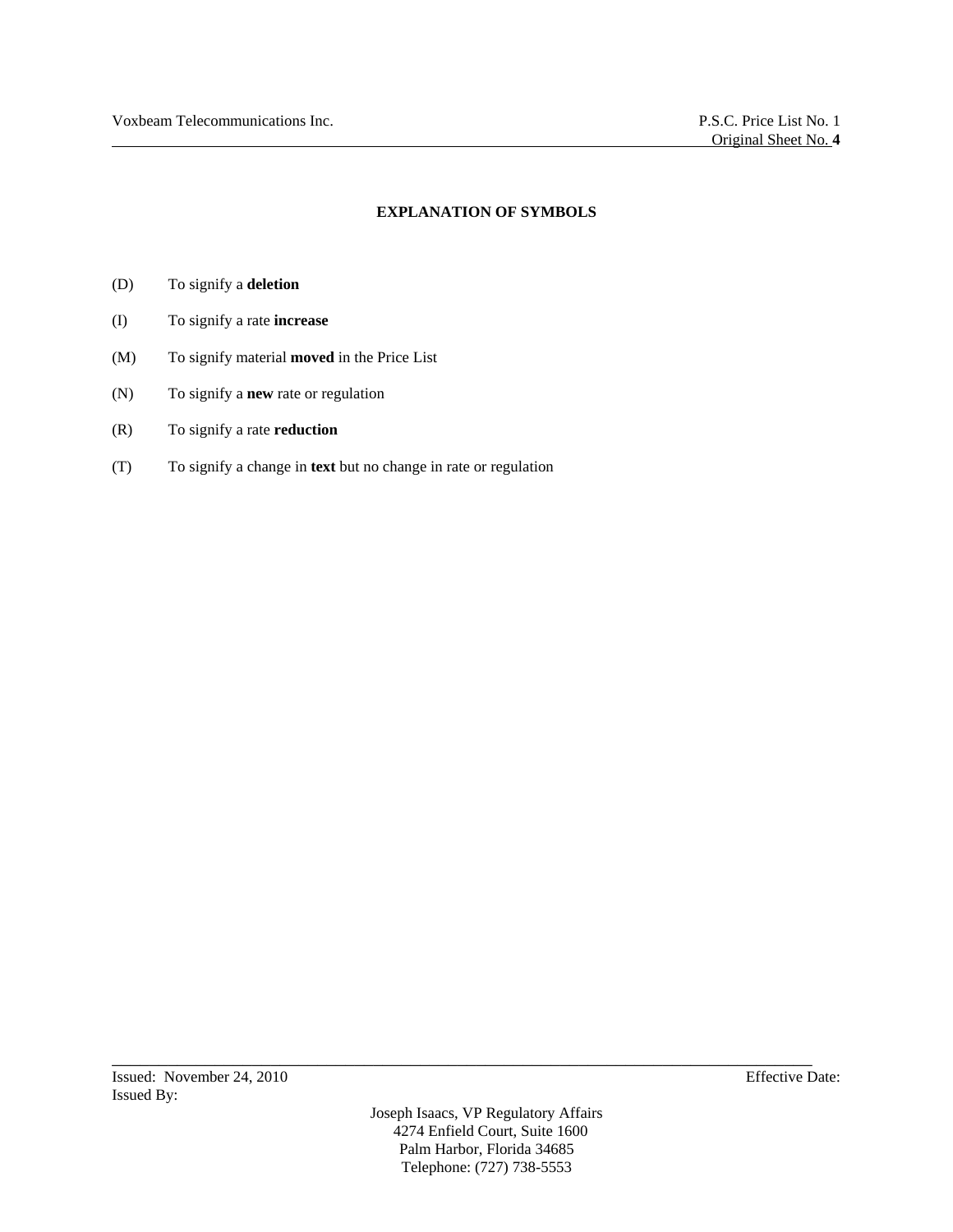## EXPLANATION OF SYMBOLS

(D) To signify a **deletion**

(I) To signify a rate **increase**

(M) To signify material **moved** in the Price List

(N) To signify a **new** rate or regulation

(R) To signify a rate **reduction**

(T) To signify a change in **text** but no change in rate or regulation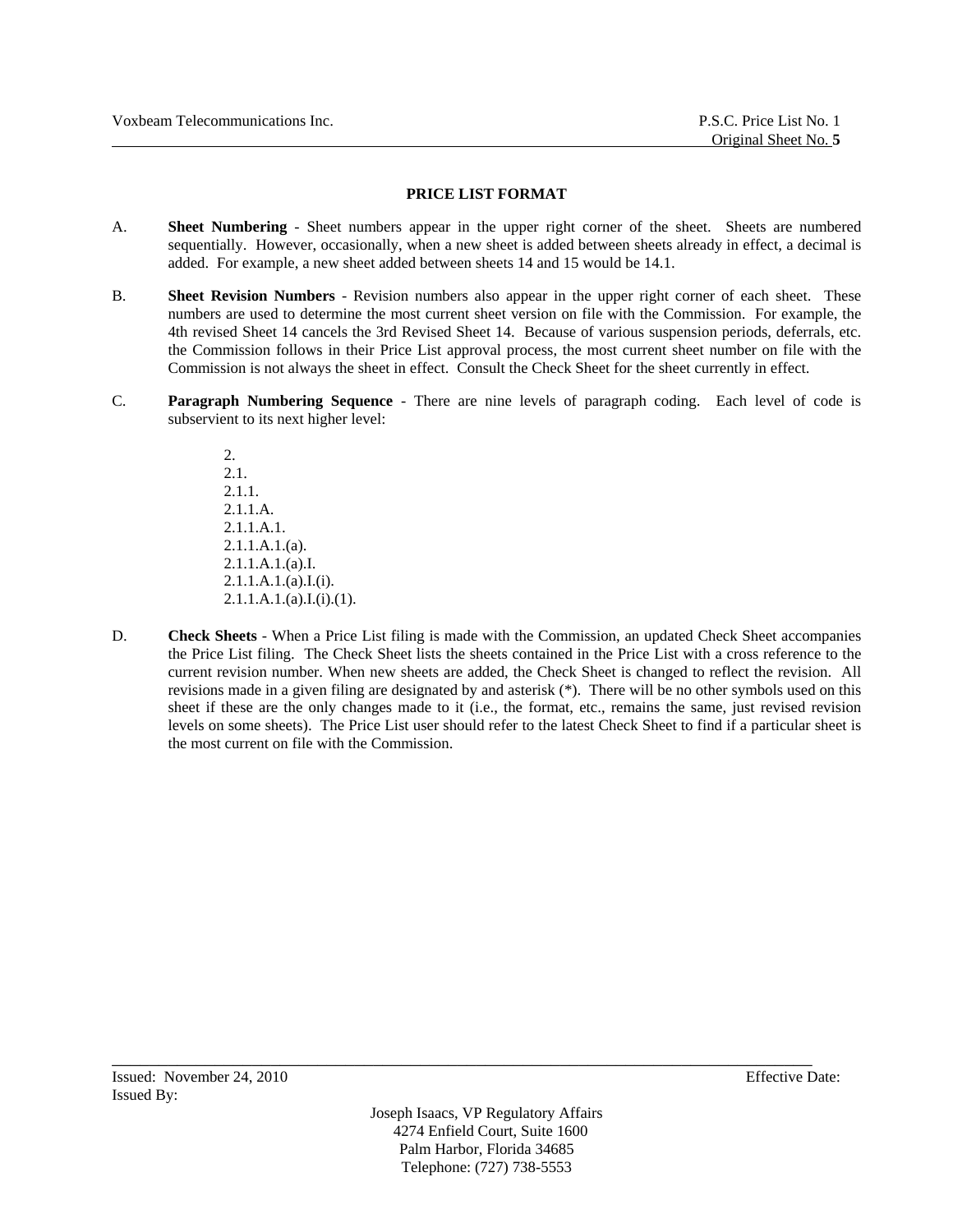## PRICE LIST FORMAT

A. **Sheet Numbering** - Sheet numbers appear in the upper right corner of the sheet. Sheets are numbered sequentially. However, occasionally, when a new sheet is added between sheets already in effect, a decimal is added. For example, a new sheet added between sheets 14 and 15 would be 14.1.

B. **Sheet Revision Numbers** - Revision numbers also appear in the upper right corner of each sheet. These numbers are used to determine the most current sheet version on file with the Commission. For example, the 4th revised Sheet 14 cancels the 3rd Revised Sheet 14. Because of various suspension periods, deferrals, etc. the Commission follows in their Price List approval process, the most current sheet number on file with the Commission is not always the sheet in effect. Consult the Check Sheet for the sheet currently in effect.

C. **Paragraph Numbering Sequence** - There are nine levels of paragraph coding. Each level of code is subservient to its next higher level:

   2.
   2.1.
   2.1.1.
   2.1.1.A.
   2.1.1.A.1.
   2.1.1.A.1.(a).
   2.1.1.A.1.(a).I.
   2.1.1.A.1.(a).I.(i).
   2.1.1.A.1.(a).I.(i).(1).

D. **Check Sheets** - When a Price List filing is made with the Commission, an updated Check Sheet accompanies the Price List filing. The Check Sheet lists the sheets contained in the Price List with a cross reference to the current revision number. When new sheets are added, the Check Sheet is changed to reflect the revision. All revisions made in a given filing are designated by and asterisk (*). There will be no other symbols used on this sheet if these are the only changes made to it (i.e., the format, etc., remains the same, just revised revision levels on some sheets). The Price List user should refer to the latest Check Sheet to find if a particular sheet is the most current on file with the Commission.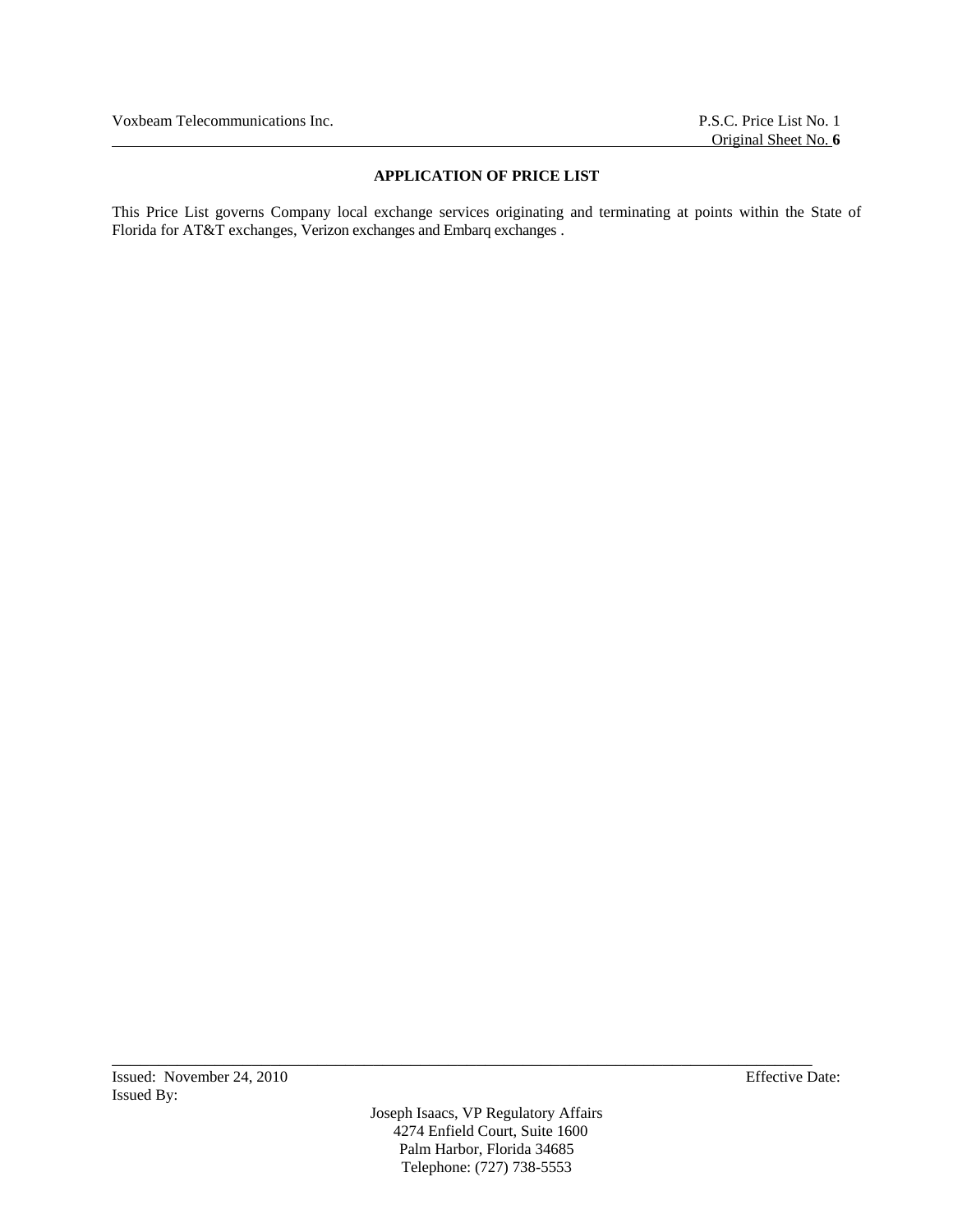## APPLICATION OF PRICE LIST

This Price List governs Company local exchange services originating and terminating at points within the State of Florida for AT&T exchanges, Verizon exchanges and Embarq exchanges .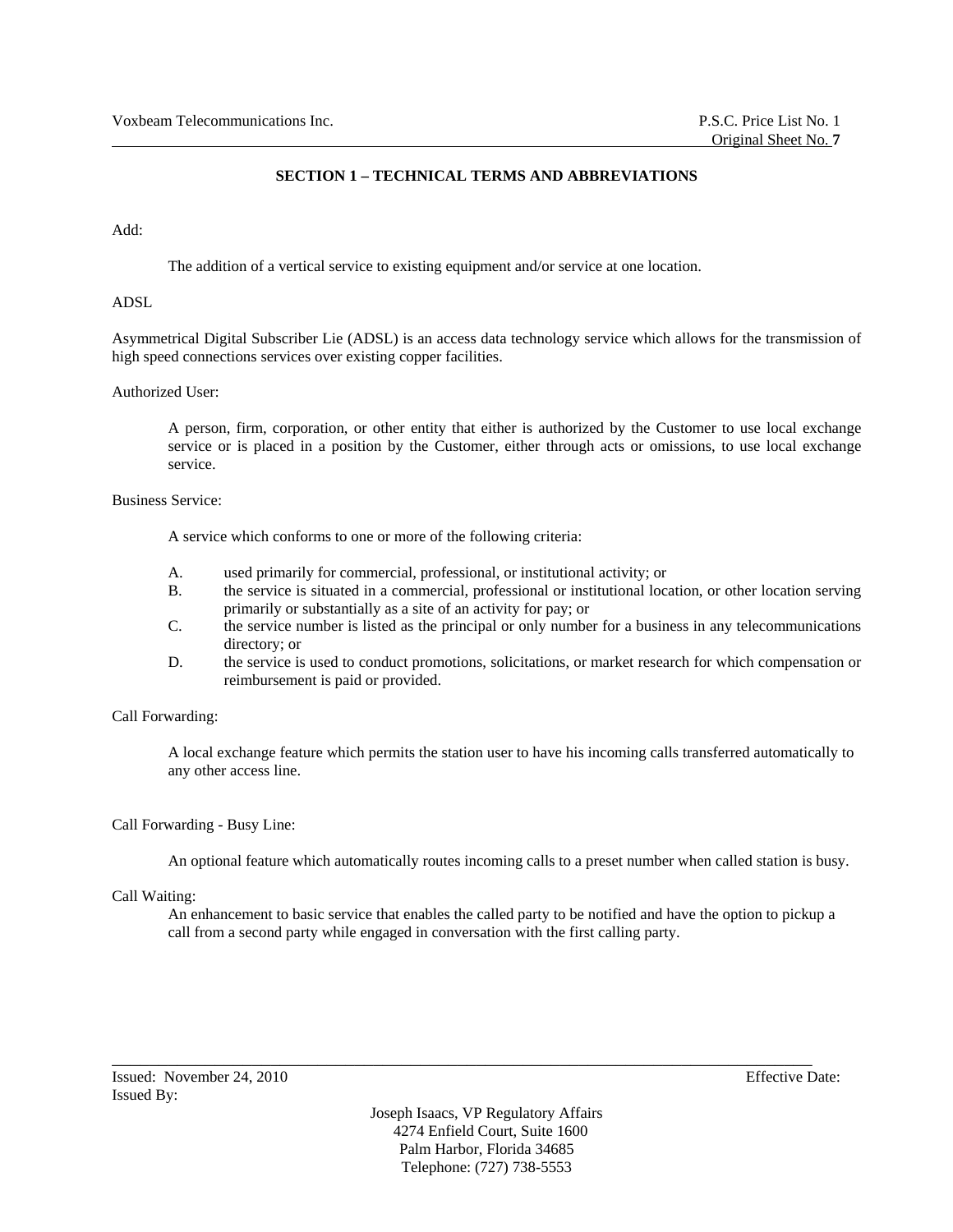## SECTION 1 – TECHNICAL TERMS AND ABBREVIATIONS

Add:

The addition of a vertical service to existing equipment and/or service at one location.

ADSL

Asymmetrical Digital Subscriber Lie (ADSL) is an access data technology service which allows for the transmission of high speed connections services over existing copper facilities.

Authorized User:

A person, firm, corporation, or other entity that either is authorized by the Customer to use local exchange service or is placed in a position by the Customer, either through acts or omissions, to use local exchange service.

Business Service:

A service which conforms to one or more of the following criteria:

A. used primarily for commercial, professional, or institutional activity; or
B. the service is situated in a commercial, professional or institutional location, or other location serving primarily or substantially as a site of an activity for pay; or
C. the service number is listed as the principal or only number for a business in any telecommunications directory; or
D. the service is used to conduct promotions, solicitations, or market research for which compensation or reimbursement is paid or provided.

Call Forwarding:

A local exchange feature which permits the station user to have his incoming calls transferred automatically to any other access line.

Call Forwarding - Busy Line:

An optional feature which automatically routes incoming calls to a preset number when called station is busy.

Call Waiting:

An enhancement to basic service that enables the called party to be notified and have the option to pickup a call from a second party while engaged in conversation with the first calling party.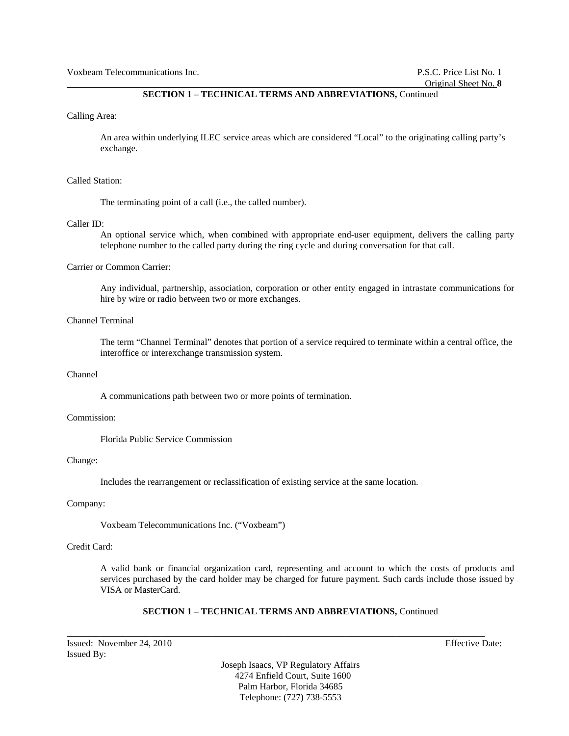## SECTION 1 – TECHNICAL TERMS AND ABBREVIATIONS, Continued

Calling Area:

An area within underlying ILEC service areas which are considered "Local" to the originating calling party's exchange.

Called Station:

The terminating point of a call (i.e., the called number).

Caller ID:

An optional service which, when combined with appropriate end-user equipment, delivers the calling party telephone number to the called party during the ring cycle and during conversation for that call.

Carrier or Common Carrier:

Any individual, partnership, association, corporation or other entity engaged in intrastate communications for hire by wire or radio between two or more exchanges.

Channel Terminal

The term "Channel Terminal" denotes that portion of a service required to terminate within a central office, the interoffice or interexchange transmission system.

Channel

A communications path between two or more points of termination.

Commission:

Florida Public Service Commission

Change:

Includes the rearrangement or reclassification of existing service at the same location.

Company:

Voxbeam Telecommunications Inc. ("Voxbeam")

Credit Card:

A valid bank or financial organization card, representing and account to which the costs of products and services purchased by the card holder may be charged for future payment. Such cards include those issued by VISA or MasterCard.

## SECTION 1 – TECHNICAL TERMS AND ABBREVIATIONS, Continued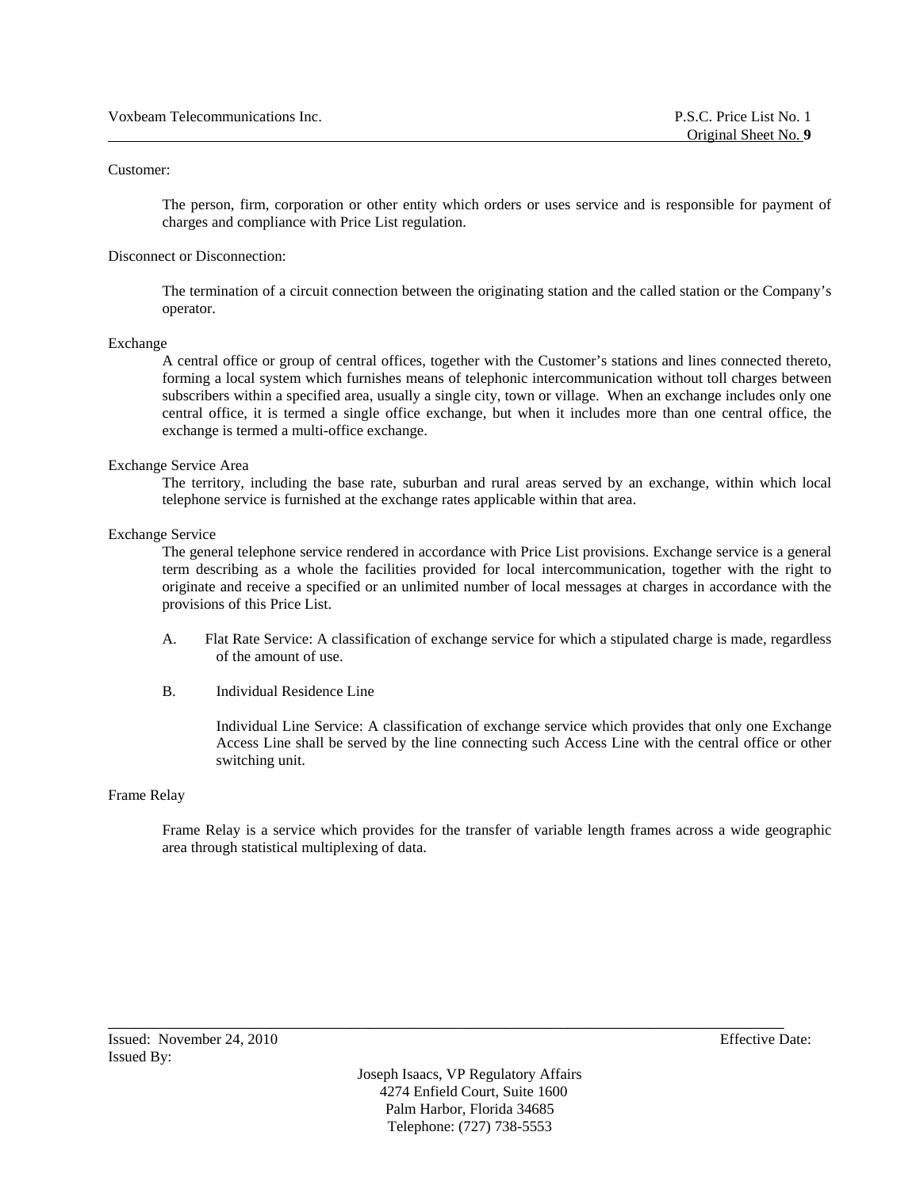Customer:

The person, firm, corporation or other entity which orders or uses service and is responsible for payment of charges and compliance with Price List regulation.

Disconnect or Disconnection:

The termination of a circuit connection between the originating station and the called station or the Company's operator.

Exchange

A central office or group of central offices, together with the Customer's stations and lines connected thereto, forming a local system which furnishes means of telephonic intercommunication without toll charges between subscribers within a specified area, usually a single city, town or village. When an exchange includes only one central office, it is termed a single office exchange, but when it includes more than one central office, the exchange is termed a multi-office exchange.

Exchange Service Area

The territory, including the base rate, suburban and rural areas served by an exchange, within which local telephone service is furnished at the exchange rates applicable within that area.

Exchange Service

The general telephone service rendered in accordance with Price List provisions. Exchange service is a general term describing as a whole the facilities provided for local intercommunication, together with the right to originate and receive a specified or an unlimited number of local messages at charges in accordance with the provisions of this Price List.

A. Flat Rate Service: A classification of exchange service for which a stipulated charge is made, regardless of the amount of use.

B. Individual Residence Line

Individual Line Service: A classification of exchange service which provides that only one Exchange Access Line shall be served by the line connecting such Access Line with the central office or other switching unit.

Frame Relay

Frame Relay is a service which provides for the transfer of variable length frames across a wide geographic area through statistical multiplexing of data.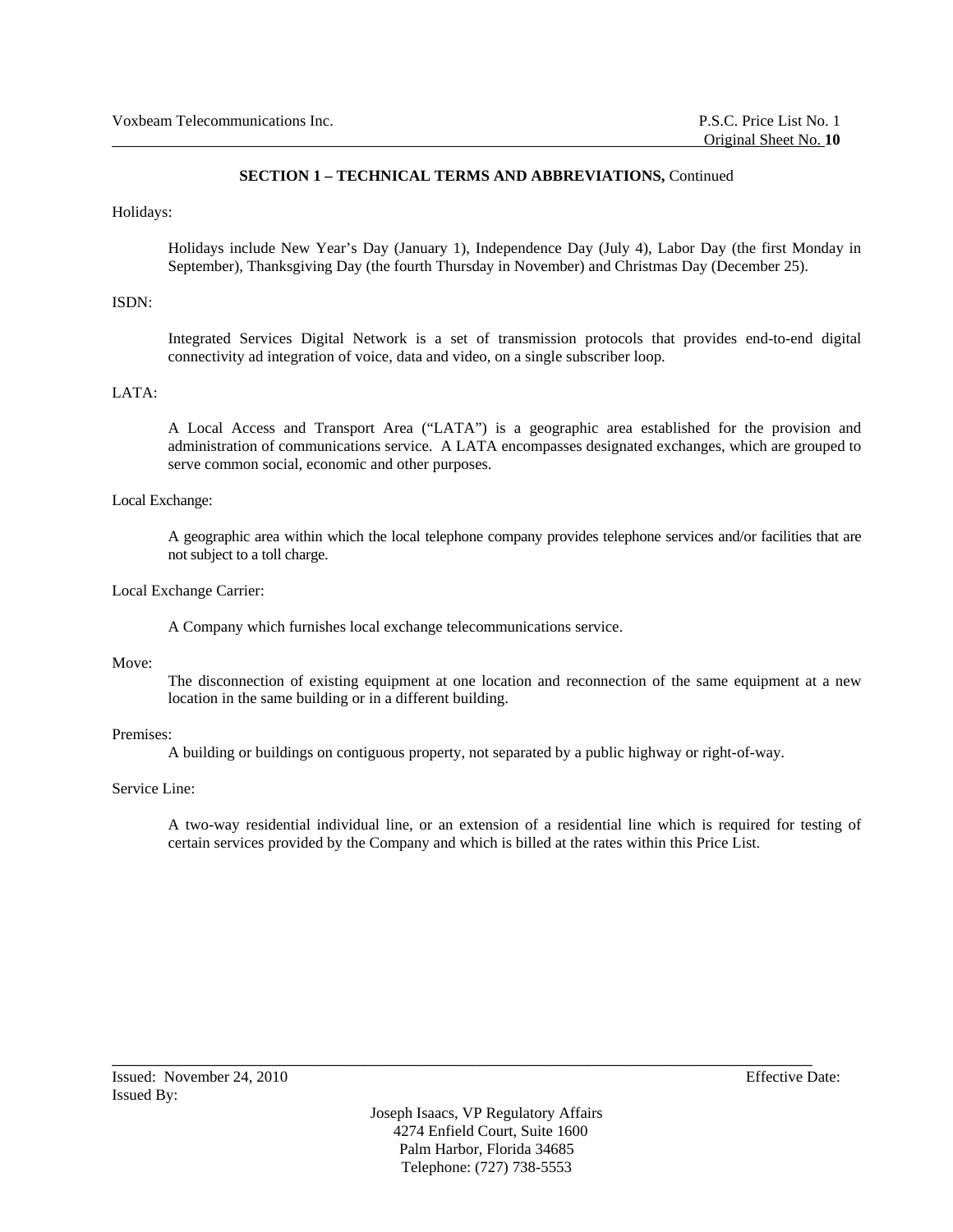## SECTION 1 – TECHNICAL TERMS AND ABBREVIATIONS, Continued

Holidays:

Holidays include New Year's Day (January 1), Independence Day (July 4), Labor Day (the first Monday in September), Thanksgiving Day (the fourth Thursday in November) and Christmas Day (December 25).

ISDN:

Integrated Services Digital Network is a set of transmission protocols that provides end-to-end digital connectivity ad integration of voice, data and video, on a single subscriber loop.

LATA:

A Local Access and Transport Area ("LATA") is a geographic area established for the provision and administration of communications service. A LATA encompasses designated exchanges, which are grouped to serve common social, economic and other purposes.

Local Exchange:

A geographic area within which the local telephone company provides telephone services and/or facilities that are not subject to a toll charge.

Local Exchange Carrier:

A Company which furnishes local exchange telecommunications service.

Move:

The disconnection of existing equipment at one location and reconnection of the same equipment at a new location in the same building or in a different building.

Premises:

A building or buildings on contiguous property, not separated by a public highway or right-of-way.

Service Line:

A two-way residential individual line, or an extension of a residential line which is required for testing of certain services provided by the Company and which is billed at the rates within this Price List.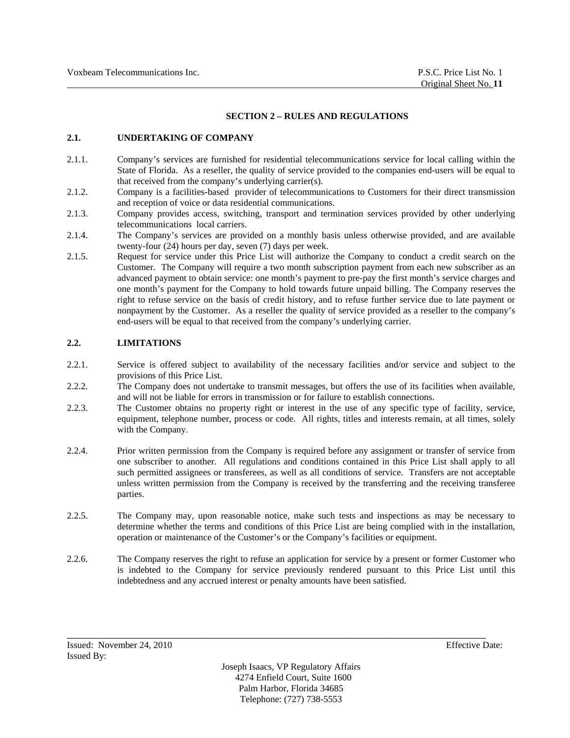## SECTION 2 – RULES AND REGULATIONS

### 2.1. UNDERTAKING OF COMPANY

2.1.1. Company's services are furnished for residential telecommunications service for local calling within the State of Florida. As a reseller, the quality of service provided to the companies end-users will be equal to that received from the company's underlying carrier(s).

2.1.2. Company is a facilities-based provider of telecommunications to Customers for their direct transmission and reception of voice or data residential communications.

2.1.3. Company provides access, switching, transport and termination services provided by other underlying telecommunications local carriers.

2.1.4. The Company's services are provided on a monthly basis unless otherwise provided, and are available twenty-four (24) hours per day, seven (7) days per week.

2.1.5. Request for service under this Price List will authorize the Company to conduct a credit search on the Customer. The Company will require a two month subscription payment from each new subscriber as an advanced payment to obtain service: one month's payment to pre-pay the first month's service charges and one month's payment for the Company to hold towards future unpaid billing. The Company reserves the right to refuse service on the basis of credit history, and to refuse further service due to late payment or nonpayment by the Customer. As a reseller the quality of service provided as a reseller to the company's end-users will be equal to that received from the company's underlying carrier.

### 2.2. LIMITATIONS

2.2.1. Service is offered subject to availability of the necessary facilities and/or service and subject to the provisions of this Price List.

2.2.2. The Company does not undertake to transmit messages, but offers the use of its facilities when available, and will not be liable for errors in transmission or for failure to establish connections.

2.2.3. The Customer obtains no property right or interest in the use of any specific type of facility, service, equipment, telephone number, process or code. All rights, titles and interests remain, at all times, solely with the Company.

2.2.4. Prior written permission from the Company is required before any assignment or transfer of service from one subscriber to another. All regulations and conditions contained in this Price List shall apply to all such permitted assignees or transferees, as well as all conditions of service. Transfers are not acceptable unless written permission from the Company is received by the transferring and the receiving transferee parties.

2.2.5. The Company may, upon reasonable notice, make such tests and inspections as may be necessary to determine whether the terms and conditions of this Price List are being complied with in the installation, operation or maintenance of the Customer's or the Company's facilities or equipment.

2.2.6. The Company reserves the right to refuse an application for service by a present or former Customer who is indebted to the Company for service previously rendered pursuant to this Price List until this indebtedness and any accrued interest or penalty amounts have been satisfied.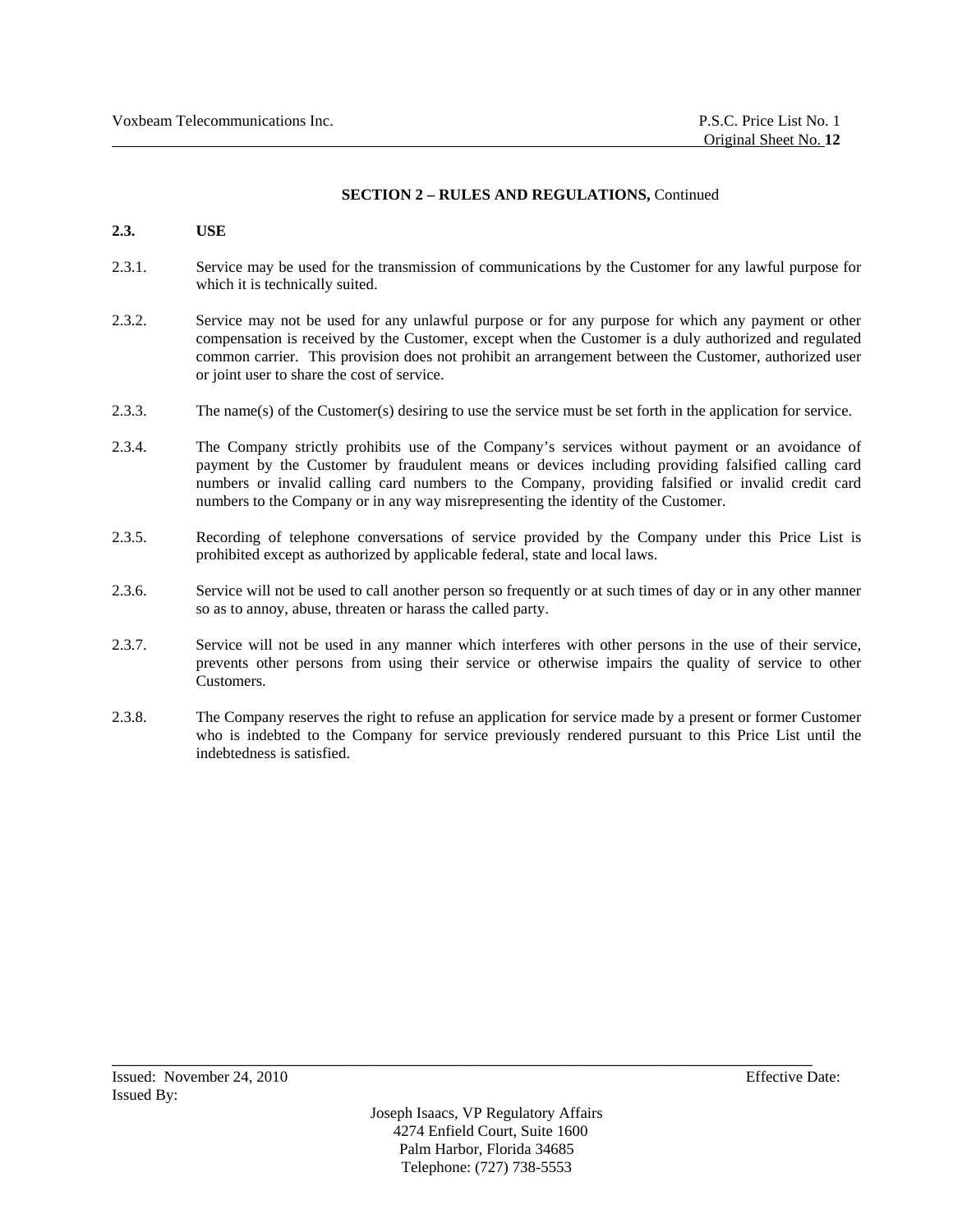## SECTION 2 – RULES AND REGULATIONS, Continued

**2.3. USE**

2.3.1. Service may be used for the transmission of communications by the Customer for any lawful purpose for which it is technically suited.

2.3.2. Service may not be used for any unlawful purpose or for any purpose for which any payment or other compensation is received by the Customer, except when the Customer is a duly authorized and regulated common carrier. This provision does not prohibit an arrangement between the Customer, authorized user or joint user to share the cost of service.

2.3.3. The name(s) of the Customer(s) desiring to use the service must be set forth in the application for service.

2.3.4. The Company strictly prohibits use of the Company's services without payment or an avoidance of payment by the Customer by fraudulent means or devices including providing falsified calling card numbers or invalid calling card numbers to the Company, providing falsified or invalid credit card numbers to the Company or in any way misrepresenting the identity of the Customer.

2.3.5. Recording of telephone conversations of service provided by the Company under this Price List is prohibited except as authorized by applicable federal, state and local laws.

2.3.6. Service will not be used to call another person so frequently or at such times of day or in any other manner so as to annoy, abuse, threaten or harass the called party.

2.3.7. Service will not be used in any manner which interferes with other persons in the use of their service, prevents other persons from using their service or otherwise impairs the quality of service to other Customers.

2.3.8. The Company reserves the right to refuse an application for service made by a present or former Customer who is indebted to the Company for service previously rendered pursuant to this Price List until the indebtedness is satisfied.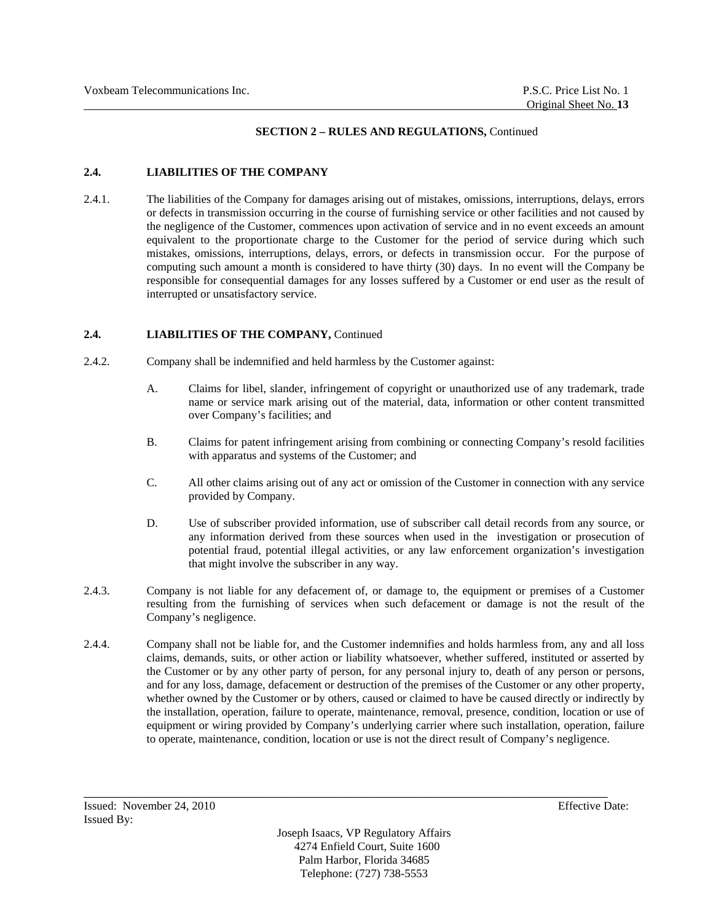**SECTION 2 – RULES AND REGULATIONS,** Continued

**2.4. LIABILITIES OF THE COMPANY**

2.4.1. The liabilities of the Company for damages arising out of mistakes, omissions, interruptions, delays, errors or defects in transmission occurring in the course of furnishing service or other facilities and not caused by the negligence of the Customer, commences upon activation of service and in no event exceeds an amount equivalent to the proportionate charge to the Customer for the period of service during which such mistakes, omissions, interruptions, delays, errors, or defects in transmission occur. For the purpose of computing such amount a month is considered to have thirty (30) days. In no event will the Company be responsible for consequential damages for any losses suffered by a Customer or end user as the result of interrupted or unsatisfactory service.

**2.4. LIABILITIES OF THE COMPANY,** Continued

2.4.2. Company shall be indemnified and held harmless by the Customer against:

A. Claims for libel, slander, infringement of copyright or unauthorized use of any trademark, trade name or service mark arising out of the material, data, information or other content transmitted over Company's facilities; and

B. Claims for patent infringement arising from combining or connecting Company's resold facilities with apparatus and systems of the Customer; and

C. All other claims arising out of any act or omission of the Customer in connection with any service provided by Company.

D. Use of subscriber provided information, use of subscriber call detail records from any source, or any information derived from these sources when used in the investigation or prosecution of potential fraud, potential illegal activities, or any law enforcement organization's investigation that might involve the subscriber in any way.

2.4.3. Company is not liable for any defacement of, or damage to, the equipment or premises of a Customer resulting from the furnishing of services when such defacement or damage is not the result of the Company's negligence.

2.4.4. Company shall not be liable for, and the Customer indemnifies and holds harmless from, any and all loss claims, demands, suits, or other action or liability whatsoever, whether suffered, instituted or asserted by the Customer or by any other party of person, for any personal injury to, death of any person or persons, and for any loss, damage, defacement or destruction of the premises of the Customer or any other property, whether owned by the Customer or by others, caused or claimed to have be caused directly or indirectly by the installation, operation, failure to operate, maintenance, removal, presence, condition, location or use of equipment or wiring provided by Company's underlying carrier where such installation, operation, failure to operate, maintenance, condition, location or use is not the direct result of Company's negligence.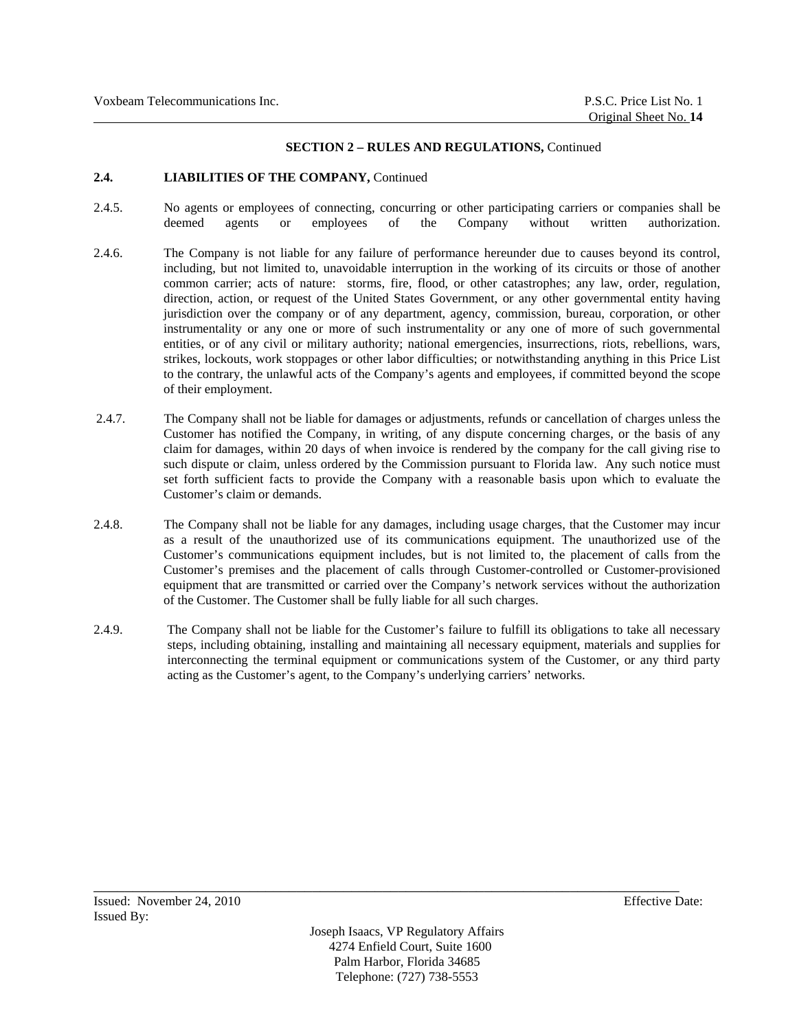**SECTION 2 – RULES AND REGULATIONS,** Continued

**2.4. LIABILITIES OF THE COMPANY,** Continued

2.4.5. No agents or employees of connecting, concurring or other participating carriers or companies shall be deemed agents or employees of the Company without written authorization.

2.4.6. The Company is not liable for any failure of performance hereunder due to causes beyond its control, including, but not limited to, unavoidable interruption in the working of its circuits or those of another common carrier; acts of nature: storms, fire, flood, or other catastrophes; any law, order, regulation, direction, action, or request of the United States Government, or any other governmental entity having jurisdiction over the company or of any department, agency, commission, bureau, corporation, or other instrumentality or any one or more of such instrumentality or any one of more of such governmental entities, or of any civil or military authority; national emergencies, insurrections, riots, rebellions, wars, strikes, lockouts, work stoppages or other labor difficulties; or notwithstanding anything in this Price List to the contrary, the unlawful acts of the Company's agents and employees, if committed beyond the scope of their employment.

2.4.7. The Company shall not be liable for damages or adjustments, refunds or cancellation of charges unless the Customer has notified the Company, in writing, of any dispute concerning charges, or the basis of any claim for damages, within 20 days of when invoice is rendered by the company for the call giving rise to such dispute or claim, unless ordered by the Commission pursuant to Florida law. Any such notice must set forth sufficient facts to provide the Company with a reasonable basis upon which to evaluate the Customer's claim or demands.

2.4.8. The Company shall not be liable for any damages, including usage charges, that the Customer may incur as a result of the unauthorized use of its communications equipment. The unauthorized use of the Customer's communications equipment includes, but is not limited to, the placement of calls from the Customer's premises and the placement of calls through Customer-controlled or Customer-provisioned equipment that are transmitted or carried over the Company's network services without the authorization of the Customer. The Customer shall be fully liable for all such charges.

2.4.9. The Company shall not be liable for the Customer's failure to fulfill its obligations to take all necessary steps, including obtaining, installing and maintaining all necessary equipment, materials and supplies for interconnecting the terminal equipment or communications system of the Customer, or any third party acting as the Customer's agent, to the Company's underlying carriers' networks.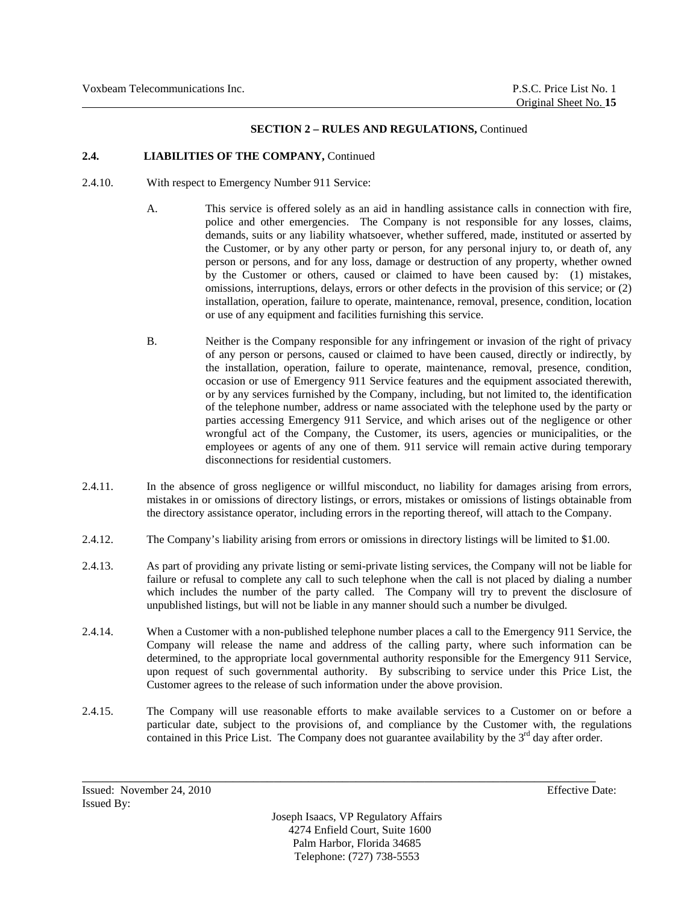## SECTION 2 – RULES AND REGULATIONS, Continued

### 2.4. LIABILITIES OF THE COMPANY, Continued

2.4.10. With respect to Emergency Number 911 Service:

A. This service is offered solely as an aid in handling assistance calls in connection with fire, police and other emergencies. The Company is not responsible for any losses, claims, demands, suits or any liability whatsoever, whether suffered, made, instituted or asserted by the Customer, or by any other party or person, for any personal injury to, or death of, any person or persons, and for any loss, damage or destruction of any property, whether owned by the Customer or others, caused or claimed to have been caused by: (1) mistakes, omissions, interruptions, delays, errors or other defects in the provision of this service; or (2) installation, operation, failure to operate, maintenance, removal, presence, condition, location or use of any equipment and facilities furnishing this service.

B. Neither is the Company responsible for any infringement or invasion of the right of privacy of any person or persons, caused or claimed to have been caused, directly or indirectly, by the installation, operation, failure to operate, maintenance, removal, presence, condition, occasion or use of Emergency 911 Service features and the equipment associated therewith, or by any services furnished by the Company, including, but not limited to, the identification of the telephone number, address or name associated with the telephone used by the party or parties accessing Emergency 911 Service, and which arises out of the negligence or other wrongful act of the Company, the Customer, its users, agencies or municipalities, or the employees or agents of any one of them. 911 service will remain active during temporary disconnections for residential customers.

2.4.11. In the absence of gross negligence or willful misconduct, no liability for damages arising from errors, mistakes in or omissions of directory listings, or errors, mistakes or omissions of listings obtainable from the directory assistance operator, including errors in the reporting thereof, will attach to the Company.

2.4.12. The Company's liability arising from errors or omissions in directory listings will be limited to $1.00.

2.4.13. As part of providing any private listing or semi-private listing services, the Company will not be liable for failure or refusal to complete any call to such telephone when the call is not placed by dialing a number which includes the number of the party called. The Company will try to prevent the disclosure of unpublished listings, but will not be liable in any manner should such a number be divulged.

2.4.14. When a Customer with a non-published telephone number places a call to the Emergency 911 Service, the Company will release the name and address of the calling party, where such information can be determined, to the appropriate local governmental authority responsible for the Emergency 911 Service, upon request of such governmental authority. By subscribing to service under this Price List, the Customer agrees to the release of such information under the above provision.

2.4.15. The Company will use reasonable efforts to make available services to a Customer on or before a particular date, subject to the provisions of, and compliance by the Customer with, the regulations contained in this Price List. The Company does not guarantee availability by the 3rd day after order.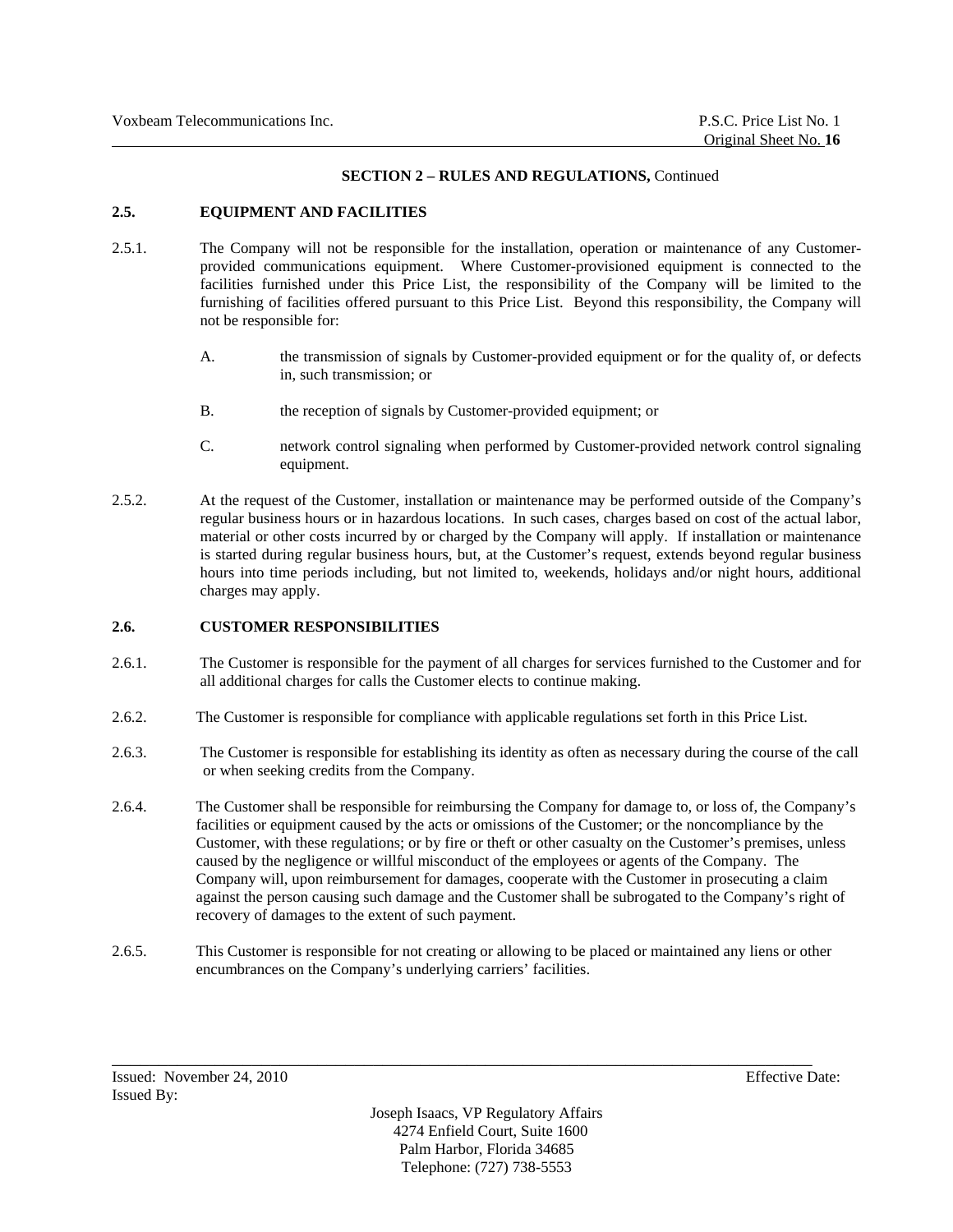**SECTION 2 – RULES AND REGULATIONS,** Continued

**2.5. EQUIPMENT AND FACILITIES**

2.5.1. The Company will not be responsible for the installation, operation or maintenance of any Customer-provided communications equipment. Where Customer-provisioned equipment is connected to the facilities furnished under this Price List, the responsibility of the Company will be limited to the furnishing of facilities offered pursuant to this Price List. Beyond this responsibility, the Company will not be responsible for:

A. the transmission of signals by Customer-provided equipment or for the quality of, or defects in, such transmission; or

B. the reception of signals by Customer-provided equipment; or

C. network control signaling when performed by Customer-provided network control signaling equipment.

2.5.2. At the request of the Customer, installation or maintenance may be performed outside of the Company's regular business hours or in hazardous locations. In such cases, charges based on cost of the actual labor, material or other costs incurred by or charged by the Company will apply. If installation or maintenance is started during regular business hours, but, at the Customer's request, extends beyond regular business hours into time periods including, but not limited to, weekends, holidays and/or night hours, additional charges may apply.

**2.6. CUSTOMER RESPONSIBILITIES**

2.6.1. The Customer is responsible for the payment of all charges for services furnished to the Customer and for all additional charges for calls the Customer elects to continue making.

2.6.2. The Customer is responsible for compliance with applicable regulations set forth in this Price List.

2.6.3. The Customer is responsible for establishing its identity as often as necessary during the course of the call or when seeking credits from the Company.

2.6.4. The Customer shall be responsible for reimbursing the Company for damage to, or loss of, the Company's facilities or equipment caused by the acts or omissions of the Customer; or the noncompliance by the Customer, with these regulations; or by fire or theft or other casualty on the Customer's premises, unless caused by the negligence or willful misconduct of the employees or agents of the Company. The Company will, upon reimbursement for damages, cooperate with the Customer in prosecuting a claim against the person causing such damage and the Customer shall be subrogated to the Company's right of recovery of damages to the extent of such payment.

2.6.5. This Customer is responsible for not creating or allowing to be placed or maintained any liens or other encumbrances on the Company's underlying carriers' facilities.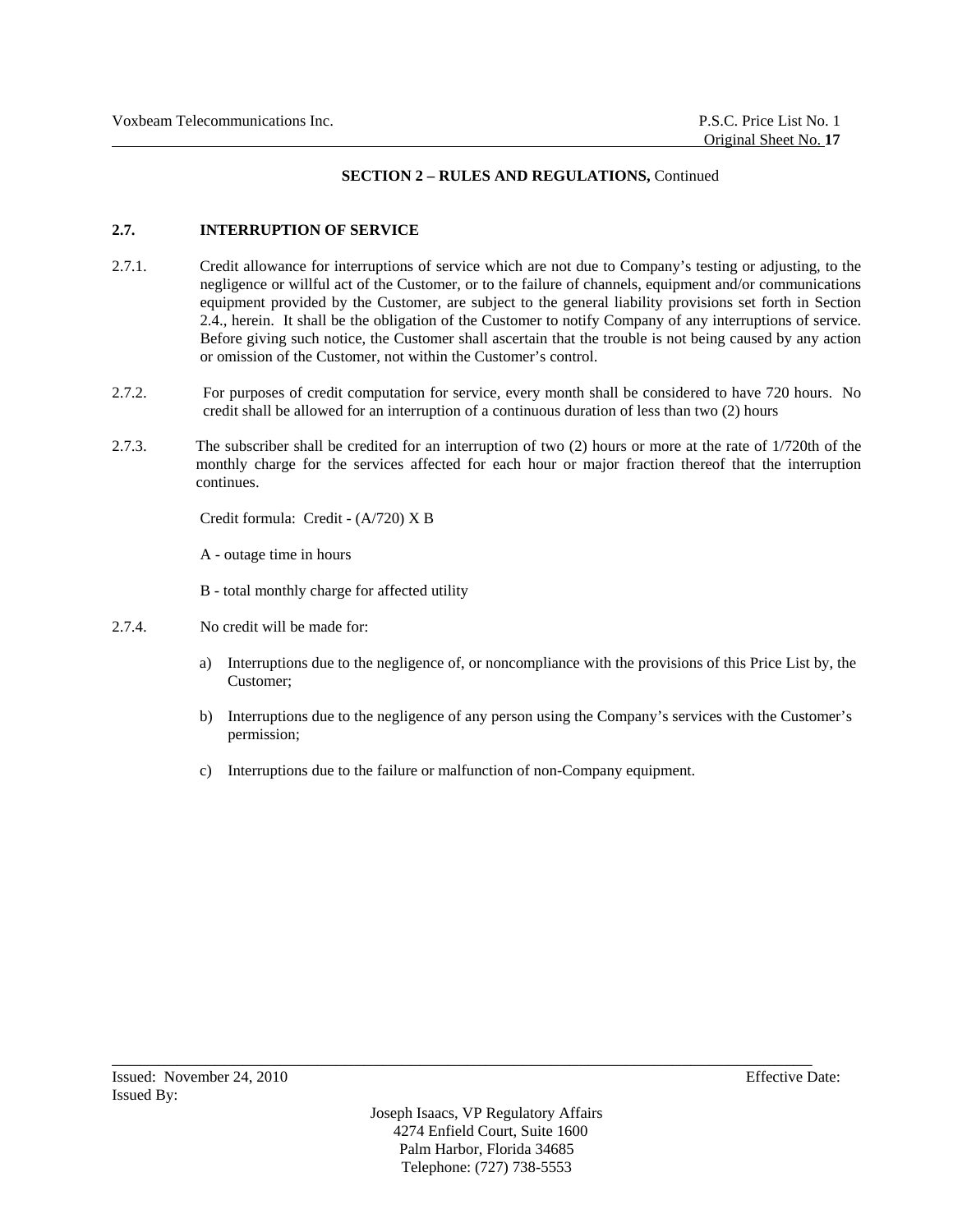**SECTION 2 – RULES AND REGULATIONS,** Continued

## 2.7. INTERRUPTION OF SERVICE

2.7.1. Credit allowance for interruptions of service which are not due to Company's testing or adjusting, to the negligence or willful act of the Customer, or to the failure of channels, equipment and/or communications equipment provided by the Customer, are subject to the general liability provisions set forth in Section 2.4., herein. It shall be the obligation of the Customer to notify Company of any interruptions of service. Before giving such notice, the Customer shall ascertain that the trouble is not being caused by any action or omission of the Customer, not within the Customer's control.

2.7.2. For purposes of credit computation for service, every month shall be considered to have 720 hours. No credit shall be allowed for an interruption of a continuous duration of less than two (2) hours

2.7.3. The subscriber shall be credited for an interruption of two (2) hours or more at the rate of 1/720th of the monthly charge for the services affected for each hour or major fraction thereof that the interruption continues.

Credit formula: Credit - (A/720) X B

A - outage time in hours

B - total monthly charge for affected utility

2.7.4. No credit will be made for:

a) Interruptions due to the negligence of, or noncompliance with the provisions of this Price List by, the Customer;

b) Interruptions due to the negligence of any person using the Company's services with the Customer's permission;

c) Interruptions due to the failure or malfunction of non-Company equipment.

Issued: November 24, 2010 Effective Date:

Issued By:

Joseph Isaacs, VP Regulatory Affairs
4274 Enfield Court, Suite 1600
Palm Harbor, Florida 34685
Telephone: (727) 738-5553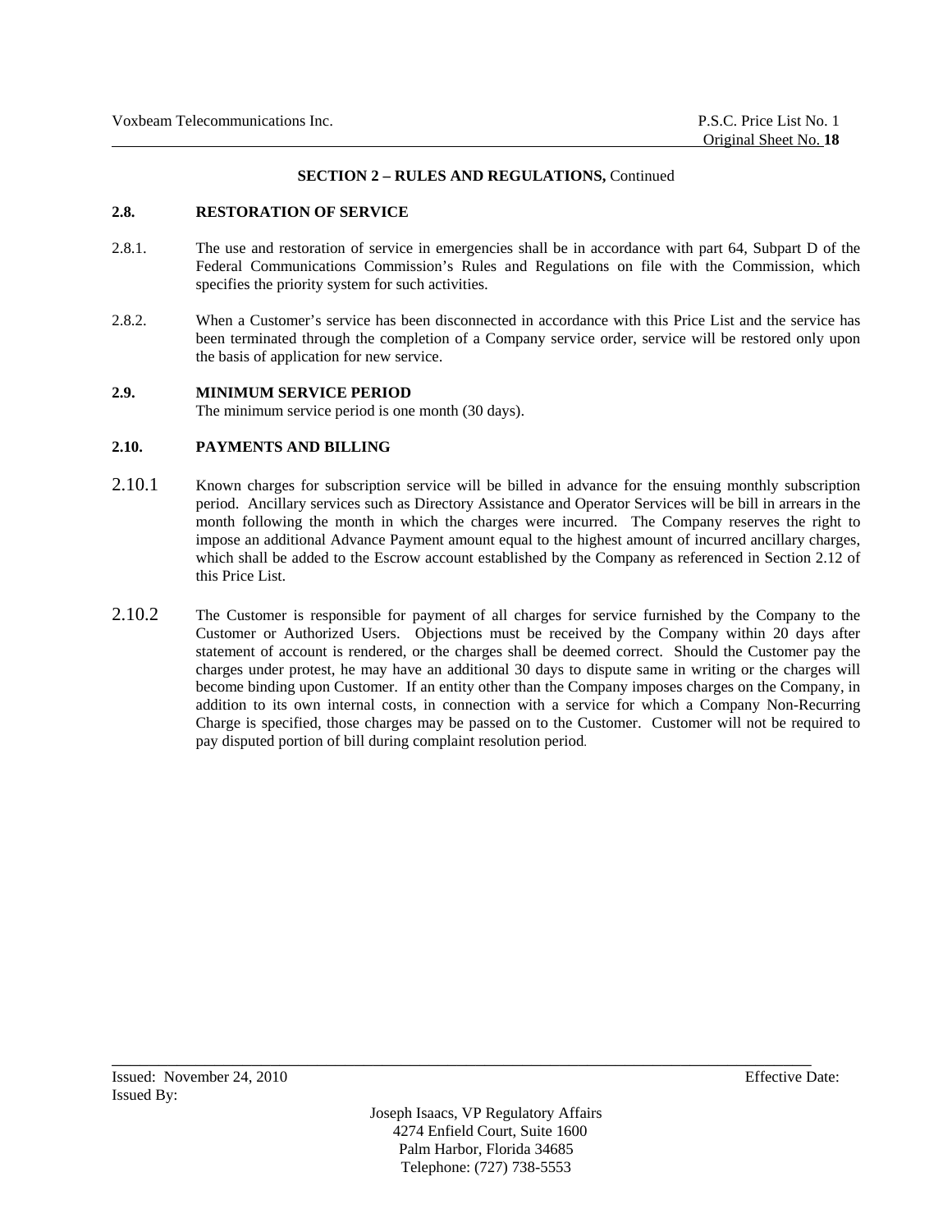**SECTION 2 – RULES AND REGULATIONS,** Continued

**2.8. RESTORATION OF SERVICE**

2.8.1. The use and restoration of service in emergencies shall be in accordance with part 64, Subpart D of the Federal Communications Commission's Rules and Regulations on file with the Commission, which specifies the priority system for such activities.

2.8.2. When a Customer's service has been disconnected in accordance with this Price List and the service has been terminated through the completion of a Company service order, service will be restored only upon the basis of application for new service.

**2.9. MINIMUM SERVICE PERIOD**

The minimum service period is one month (30 days).

**2.10. PAYMENTS AND BILLING**

2.10.1 Known charges for subscription service will be billed in advance for the ensuing monthly subscription period. Ancillary services such as Directory Assistance and Operator Services will be bill in arrears in the month following the month in which the charges were incurred. The Company reserves the right to impose an additional Advance Payment amount equal to the highest amount of incurred ancillary charges, which shall be added to the Escrow account established by the Company as referenced in Section 2.12 of this Price List.

2.10.2 The Customer is responsible for payment of all charges for service furnished by the Company to the Customer or Authorized Users. Objections must be received by the Company within 20 days after statement of account is rendered, or the charges shall be deemed correct. Should the Customer pay the charges under protest, he may have an additional 30 days to dispute same in writing or the charges will become binding upon Customer. If an entity other than the Company imposes charges on the Company, in addition to its own internal costs, in connection with a service for which a Company Non-Recurring Charge is specified, those charges may be passed on to the Customer. Customer will not be required to pay disputed portion of bill during complaint resolution period.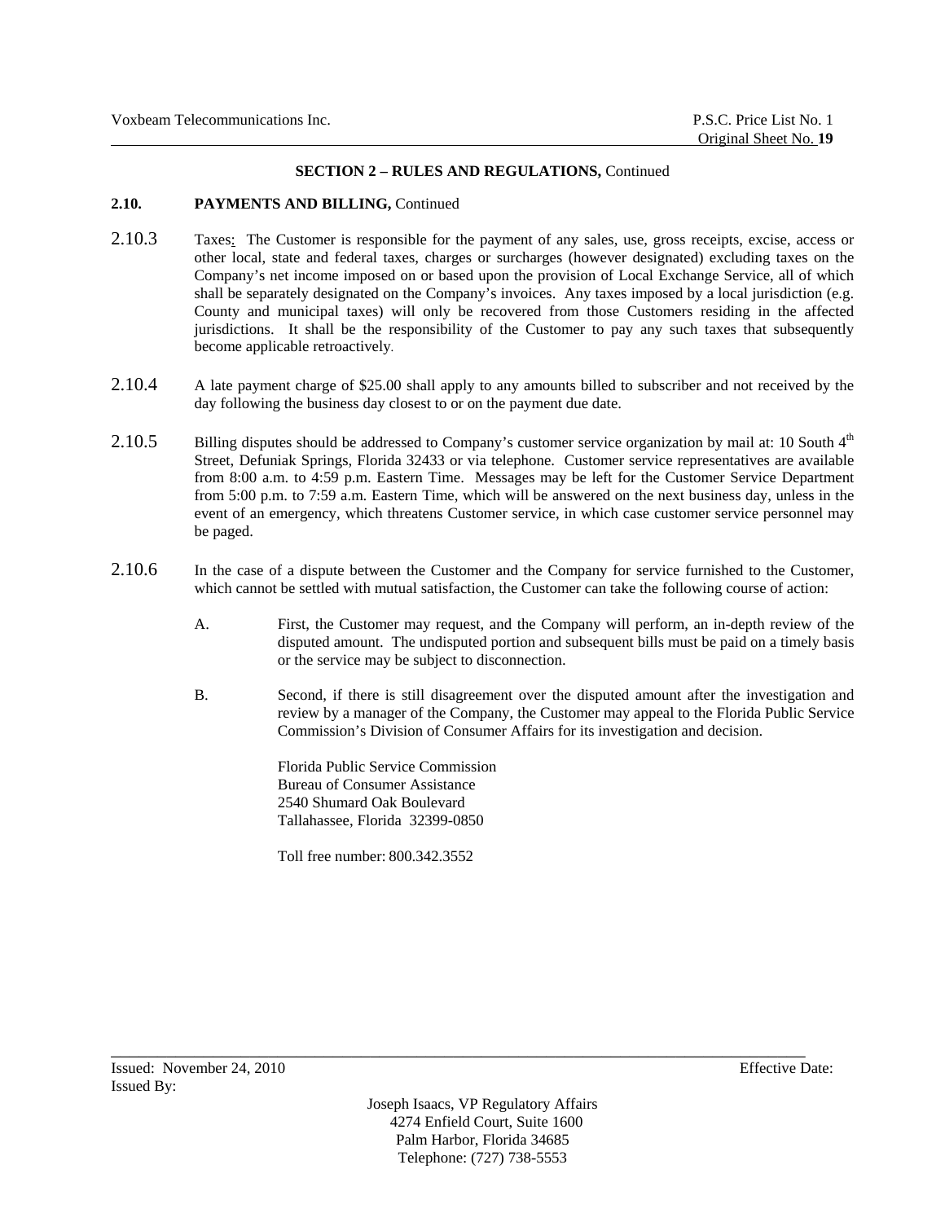**SECTION 2 – RULES AND REGULATIONS,** Continued

**2.10. PAYMENTS AND BILLING,** Continued

2.10.3 Taxes: The Customer is responsible for the payment of any sales, use, gross receipts, excise, access or other local, state and federal taxes, charges or surcharges (however designated) excluding taxes on the Company's net income imposed on or based upon the provision of Local Exchange Service, all of which shall be separately designated on the Company's invoices. Any taxes imposed by a local jurisdiction (e.g. County and municipal taxes) will only be recovered from those Customers residing in the affected jurisdictions. It shall be the responsibility of the Customer to pay any such taxes that subsequently become applicable retroactively.

2.10.4 A late payment charge of $25.00 shall apply to any amounts billed to subscriber and not received by the day following the business day closest to or on the payment due date.

2.10.5 Billing disputes should be addressed to Company's customer service organization by mail at: 10 South 4th Street, Defuniak Springs, Florida 32433 or via telephone. Customer service representatives are available from 8:00 a.m. to 4:59 p.m. Eastern Time. Messages may be left for the Customer Service Department from 5:00 p.m. to 7:59 a.m. Eastern Time, which will be answered on the next business day, unless in the event of an emergency, which threatens Customer service, in which case customer service personnel may be paged.

2.10.6 In the case of a dispute between the Customer and the Company for service furnished to the Customer, which cannot be settled with mutual satisfaction, the Customer can take the following course of action:

A. First, the Customer may request, and the Company will perform, an in-depth review of the disputed amount. The undisputed portion and subsequent bills must be paid on a timely basis or the service may be subject to disconnection.

B. Second, if there is still disagreement over the disputed amount after the investigation and review by a manager of the Company, the Customer may appeal to the Florida Public Service Commission's Division of Consumer Affairs for its investigation and decision.

Florida Public Service Commission
Bureau of Consumer Assistance
2540 Shumard Oak Boulevard
Tallahassee, Florida 32399-0850

Toll free number: 800.342.3552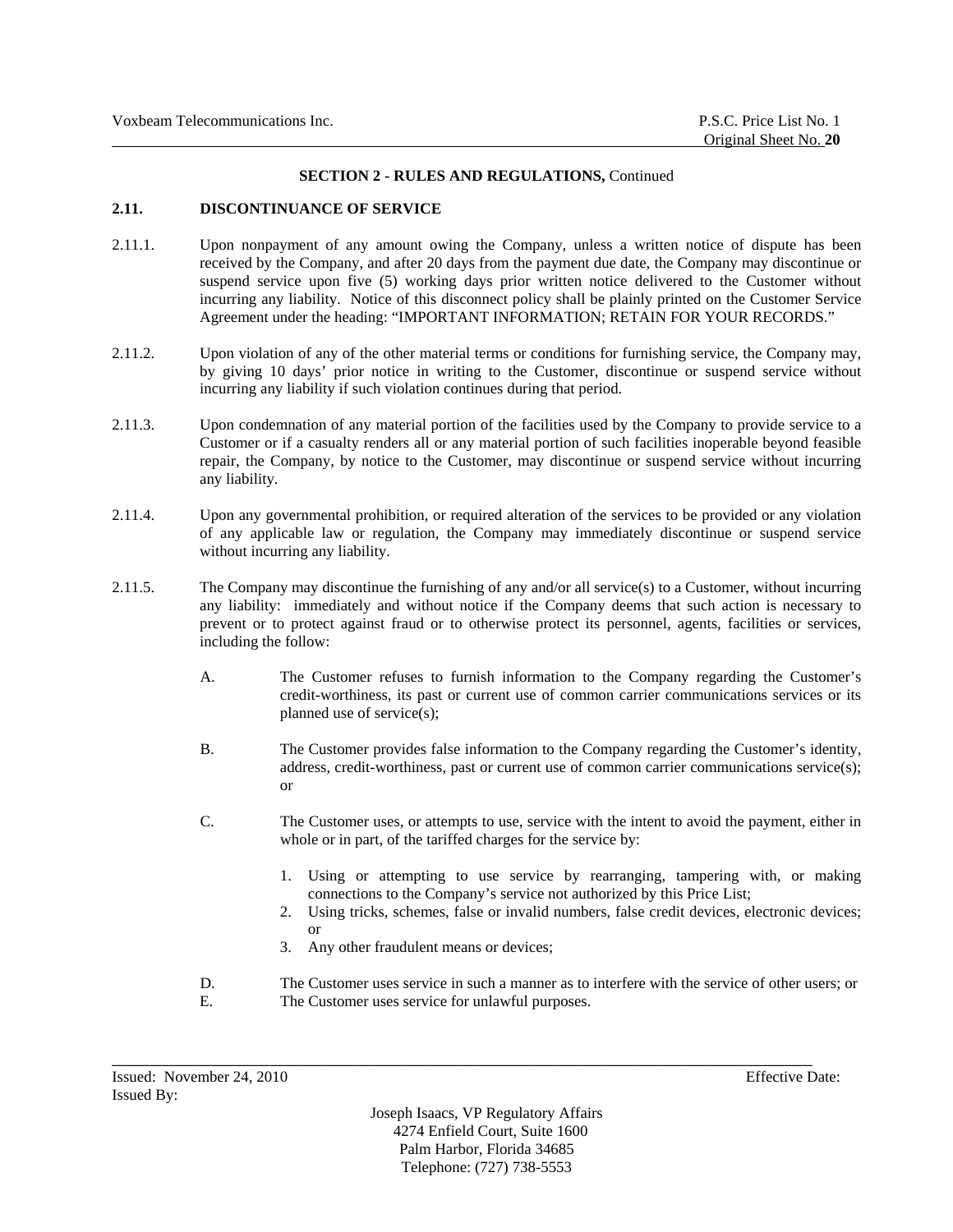**SECTION 2 - RULES AND REGULATIONS,** Continued

## 2.11. DISCONTINUANCE OF SERVICE

2.11.1. Upon nonpayment of any amount owing the Company, unless a written notice of dispute has been received by the Company, and after 20 days from the payment due date, the Company may discontinue or suspend service upon five (5) working days prior written notice delivered to the Customer without incurring any liability. Notice of this disconnect policy shall be plainly printed on the Customer Service Agreement under the heading: "IMPORTANT INFORMATION; RETAIN FOR YOUR RECORDS."

2.11.2. Upon violation of any of the other material terms or conditions for furnishing service, the Company may, by giving 10 days' prior notice in writing to the Customer, discontinue or suspend service without incurring any liability if such violation continues during that period.

2.11.3. Upon condemnation of any material portion of the facilities used by the Company to provide service to a Customer or if a casualty renders all or any material portion of such facilities inoperable beyond feasible repair, the Company, by notice to the Customer, may discontinue or suspend service without incurring any liability.

2.11.4. Upon any governmental prohibition, or required alteration of the services to be provided or any violation of any applicable law or regulation, the Company may immediately discontinue or suspend service without incurring any liability.

2.11.5. The Company may discontinue the furnishing of any and/or all service(s) to a Customer, without incurring any liability: immediately and without notice if the Company deems that such action is necessary to prevent or to protect against fraud or to otherwise protect its personnel, agents, facilities or services, including the follow:

- A. The Customer refuses to furnish information to the Company regarding the Customer's credit-worthiness, its past or current use of common carrier communications services or its planned use of service(s);
- B. The Customer provides false information to the Company regarding the Customer's identity, address, credit-worthiness, past or current use of common carrier communications service(s); or
- C. The Customer uses, or attempts to use, service with the intent to avoid the payment, either in whole or in part, of the tariffed charges for the service by:
  1. Using or attempting to use service by rearranging, tampering with, or making connections to the Company's service not authorized by this Price List;
  2. Using tricks, schemes, false or invalid numbers, false credit devices, electronic devices; or
  3. Any other fraudulent means or devices;
- D. The Customer uses service in such a manner as to interfere with the service of other users; or
- E. The Customer uses service for unlawful purposes.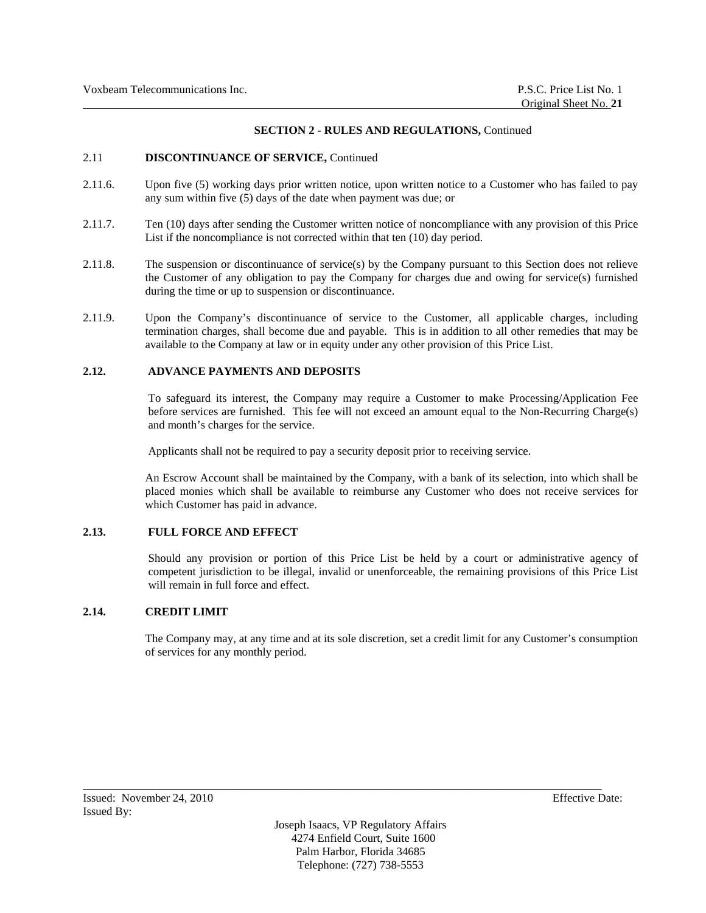**SECTION 2 - RULES AND REGULATIONS,** Continued

2.11 **DISCONTINUANCE OF SERVICE,** Continued

2.11.6. Upon five (5) working days prior written notice, upon written notice to a Customer who has failed to pay any sum within five (5) days of the date when payment was due; or

2.11.7. Ten (10) days after sending the Customer written notice of noncompliance with any provision of this Price List if the noncompliance is not corrected within that ten (10) day period.

2.11.8. The suspension or discontinuance of service(s) by the Company pursuant to this Section does not relieve the Customer of any obligation to pay the Company for charges due and owing for service(s) furnished during the time or up to suspension or discontinuance.

2.11.9. Upon the Company's discontinuance of service to the Customer, all applicable charges, including termination charges, shall become due and payable. This is in addition to all other remedies that may be available to the Company at law or in equity under any other provision of this Price List.

## 2.12. ADVANCE PAYMENTS AND DEPOSITS

To safeguard its interest, the Company may require a Customer to make Processing/Application Fee before services are furnished. This fee will not exceed an amount equal to the Non-Recurring Charge(s) and month's charges for the service.

Applicants shall not be required to pay a security deposit prior to receiving service.

An Escrow Account shall be maintained by the Company, with a bank of its selection, into which shall be placed monies which shall be available to reimburse any Customer who does not receive services for which Customer has paid in advance.

## 2.13. FULL FORCE AND EFFECT

Should any provision or portion of this Price List be held by a court or administrative agency of competent jurisdiction to be illegal, invalid or unenforceable, the remaining provisions of this Price List will remain in full force and effect.

## 2.14. CREDIT LIMIT

The Company may, at any time and at its sole discretion, set a credit limit for any Customer's consumption of services for any monthly period.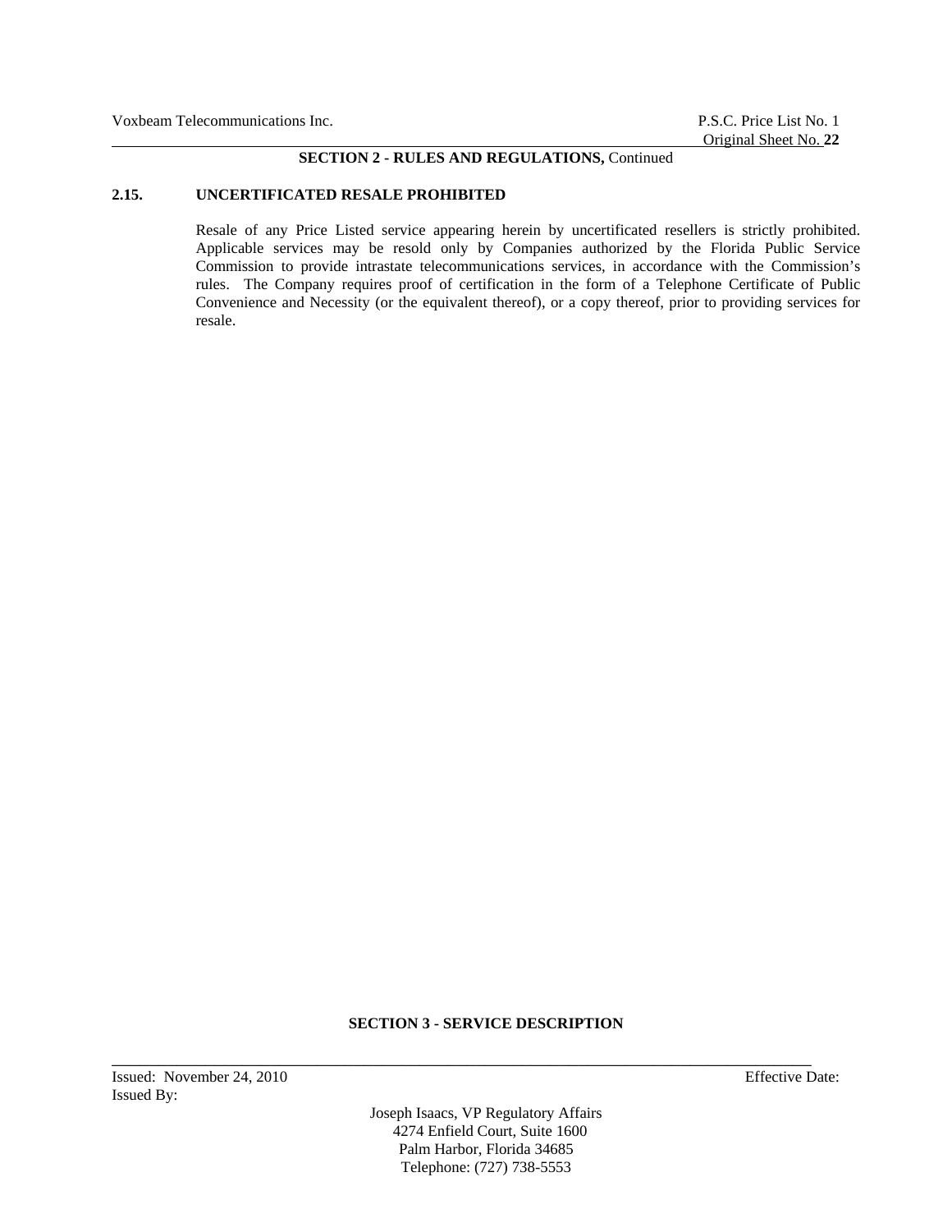**SECTION 2 - RULES AND REGULATIONS,** Continued

### 2.15. UNCERTIFICATED RESALE PROHIBITED

Resale of any Price Listed service appearing herein by uncertificated resellers is strictly prohibited. Applicable services may be resold only by Companies authorized by the Florida Public Service Commission to provide intrastate telecommunications services, in accordance with the Commission's rules. The Company requires proof of certification in the form of a Telephone Certificate of Public Convenience and Necessity (or the equivalent thereof), or a copy thereof, prior to providing services for resale.

## SECTION 3 - SERVICE DESCRIPTION

Issued: November 24, 2010 Effective Date:
Issued By:

Joseph Isaacs, VP Regulatory Affairs
4274 Enfield Court, Suite 1600
Palm Harbor, Florida 34685
Telephone: (727) 738-5553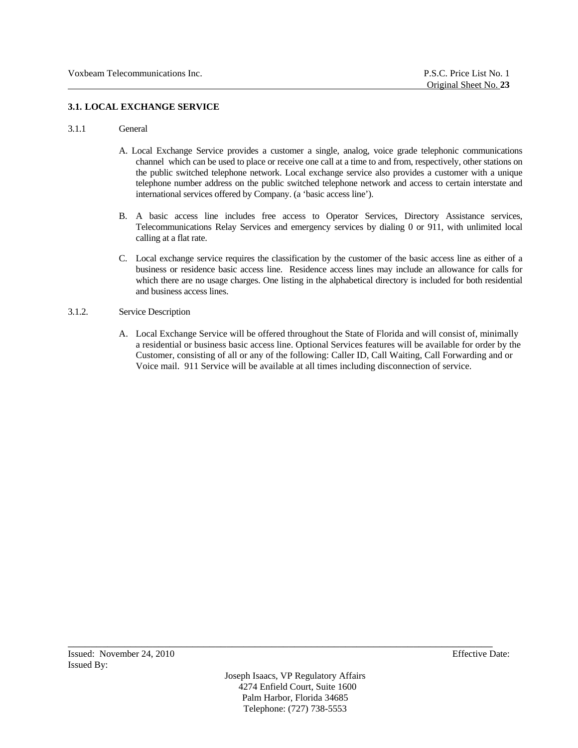## 3.1. LOCAL EXCHANGE SERVICE

3.1.1 General

A. Local Exchange Service provides a customer a single, analog, voice grade telephonic communications channel which can be used to place or receive one call at a time to and from, respectively, other stations on the public switched telephone network. Local exchange service also provides a customer with a unique telephone number address on the public switched telephone network and access to certain interstate and international services offered by Company. (a 'basic access line').

B. A basic access line includes free access to Operator Services, Directory Assistance services, Telecommunications Relay Services and emergency services by dialing 0 or 911, with unlimited local calling at a flat rate.

C. Local exchange service requires the classification by the customer of the basic access line as either of a business or residence basic access line. Residence access lines may include an allowance for calls for which there are no usage charges. One listing in the alphabetical directory is included for both residential and business access lines.

3.1.2. Service Description

A. Local Exchange Service will be offered throughout the State of Florida and will consist of, minimally a residential or business basic access line. Optional Services features will be available for order by the Customer, consisting of all or any of the following: Caller ID, Call Waiting, Call Forwarding and or Voice mail. 911 Service will be available at all times including disconnection of service.

Issued: November 24, 2010 Effective Date:
Issued By:

Joseph Isaacs, VP Regulatory Affairs
4274 Enfield Court, Suite 1600
Palm Harbor, Florida 34685
Telephone: (727) 738-5553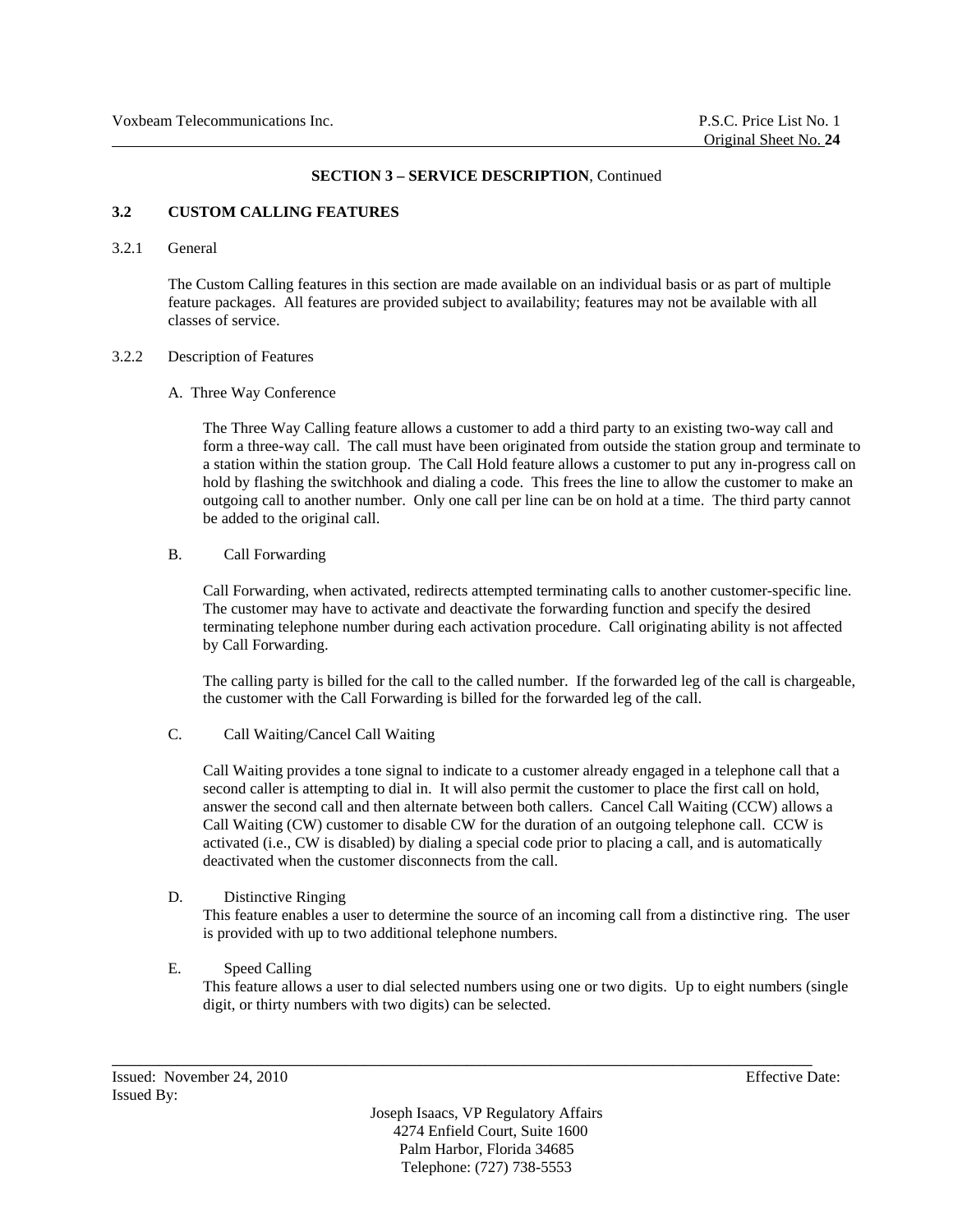**SECTION 3 – SERVICE DESCRIPTION**, Continued

**3.2 CUSTOM CALLING FEATURES**

3.2.1 General

The Custom Calling features in this section are made available on an individual basis or as part of multiple feature packages. All features are provided subject to availability; features may not be available with all classes of service.

3.2.2 Description of Features

A. Three Way Conference

The Three Way Calling feature allows a customer to add a third party to an existing two-way call and form a three-way call. The call must have been originated from outside the station group and terminate to a station within the station group. The Call Hold feature allows a customer to put any in-progress call on hold by flashing the switchhook and dialing a code. This frees the line to allow the customer to make an outgoing call to another number. Only one call per line can be on hold at a time. The third party cannot be added to the original call.

B. Call Forwarding

Call Forwarding, when activated, redirects attempted terminating calls to another customer-specific line. The customer may have to activate and deactivate the forwarding function and specify the desired terminating telephone number during each activation procedure. Call originating ability is not affected by Call Forwarding.

The calling party is billed for the call to the called number. If the forwarded leg of the call is chargeable, the customer with the Call Forwarding is billed for the forwarded leg of the call.

C. Call Waiting/Cancel Call Waiting

Call Waiting provides a tone signal to indicate to a customer already engaged in a telephone call that a second caller is attempting to dial in. It will also permit the customer to place the first call on hold, answer the second call and then alternate between both callers. Cancel Call Waiting (CCW) allows a Call Waiting (CW) customer to disable CW for the duration of an outgoing telephone call. CCW is activated (i.e., CW is disabled) by dialing a special code prior to placing a call, and is automatically deactivated when the customer disconnects from the call.

D. Distinctive Ringing

This feature enables a user to determine the source of an incoming call from a distinctive ring. The user is provided with up to two additional telephone numbers.

E. Speed Calling

This feature allows a user to dial selected numbers using one or two digits. Up to eight numbers (single digit, or thirty numbers with two digits) can be selected.

Issued: November 24, 2010 Effective Date:

Issued By:

Joseph Isaacs, VP Regulatory Affairs
4274 Enfield Court, Suite 1600
Palm Harbor, Florida 34685
Telephone: (727) 738-5553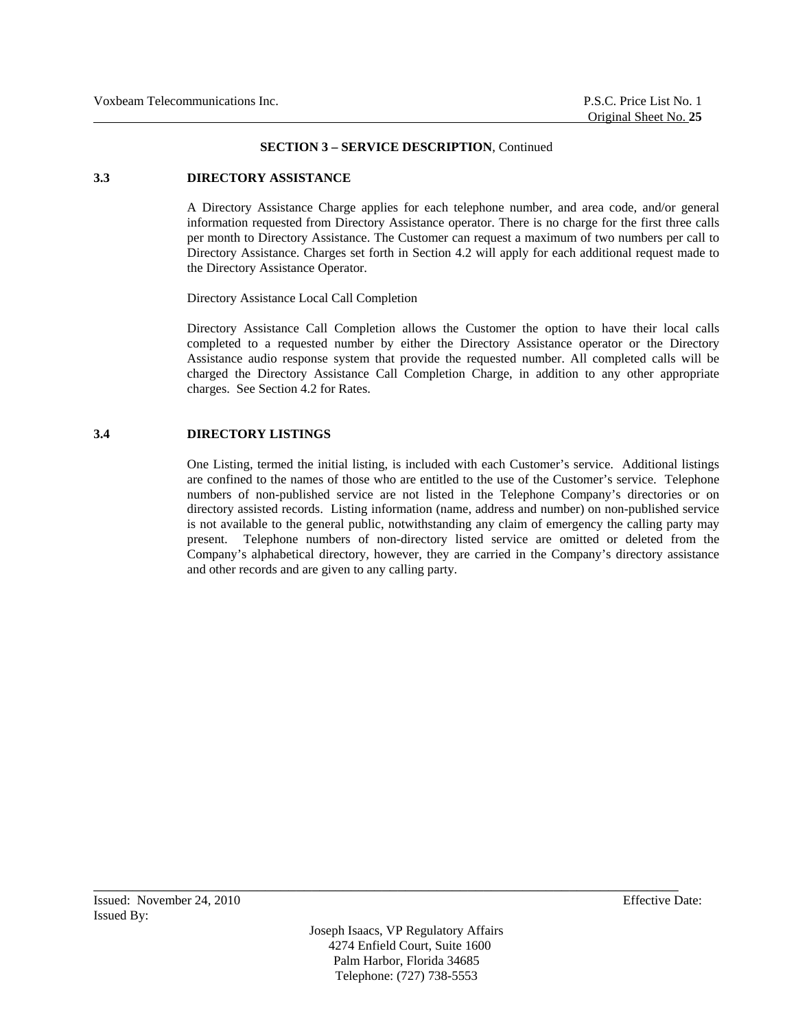## SECTION 3 – SERVICE DESCRIPTION, Continued

### 3.3 DIRECTORY ASSISTANCE

A Directory Assistance Charge applies for each telephone number, and area code, and/or general information requested from Directory Assistance operator. There is no charge for the first three calls per month to Directory Assistance. The Customer can request a maximum of two numbers per call to Directory Assistance. Charges set forth in Section 4.2 will apply for each additional request made to the Directory Assistance Operator.

Directory Assistance Local Call Completion

Directory Assistance Call Completion allows the Customer the option to have their local calls completed to a requested number by either the Directory Assistance operator or the Directory Assistance audio response system that provide the requested number. All completed calls will be charged the Directory Assistance Call Completion Charge, in addition to any other appropriate charges. See Section 4.2 for Rates.

### 3.4 DIRECTORY LISTINGS

One Listing, termed the initial listing, is included with each Customer's service. Additional listings are confined to the names of those who are entitled to the use of the Customer's service. Telephone numbers of non-published service are not listed in the Telephone Company's directories or on directory assisted records. Listing information (name, address and number) on non-published service is not available to the general public, notwithstanding any claim of emergency the calling party may present. Telephone numbers of non-directory listed service are omitted or deleted from the Company's alphabetical directory, however, they are carried in the Company's directory assistance and other records and are given to any calling party.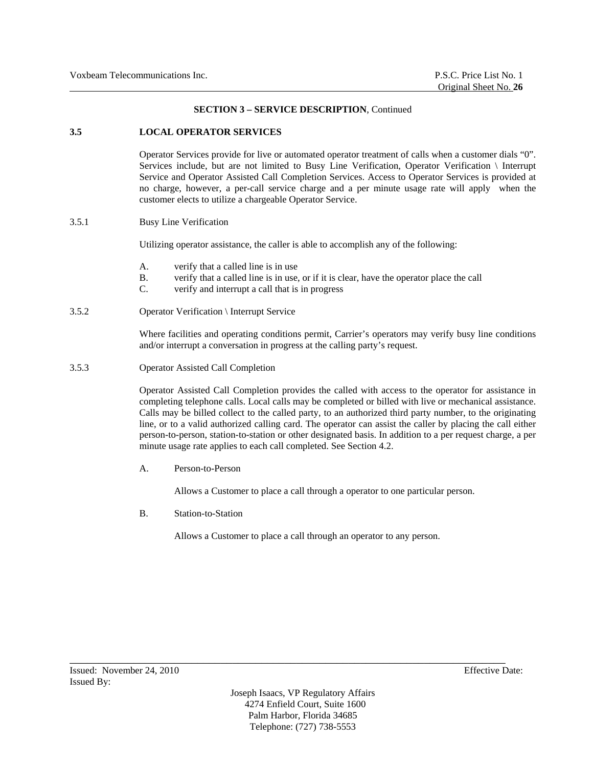**SECTION 3 – SERVICE DESCRIPTION**, Continued

## 3.5 LOCAL OPERATOR SERVICES

Operator Services provide for live or automated operator treatment of calls when a customer dials "0". Services include, but are not limited to Busy Line Verification, Operator Verification \ Interrupt Service and Operator Assisted Call Completion Services. Access to Operator Services is provided at no charge, however, a per-call service charge and a per minute usage rate will apply when the customer elects to utilize a chargeable Operator Service.

### 3.5.1 Busy Line Verification

Utilizing operator assistance, the caller is able to accomplish any of the following:

- A. verify that a called line is in use
- B. verify that a called line is in use, or if it is clear, have the operator place the call
- C. verify and interrupt a call that is in progress

### 3.5.2 Operator Verification \ Interrupt Service

Where facilities and operating conditions permit, Carrier's operators may verify busy line conditions and/or interrupt a conversation in progress at the calling party's request.

### 3.5.3 Operator Assisted Call Completion

Operator Assisted Call Completion provides the called with access to the operator for assistance in completing telephone calls. Local calls may be completed or billed with live or mechanical assistance. Calls may be billed collect to the called party, to an authorized third party number, to the originating line, or to a valid authorized calling card. The operator can assist the caller by placing the call either person-to-person, station-to-station or other designated basis. In addition to a per request charge, a per minute usage rate applies to each call completed. See Section 4.2.

A. Person-to-Person

Allows a Customer to place a call through a operator to one particular person.

B. Station-to-Station

Allows a Customer to place a call through an operator to any person.

Issued: November 24, 2010 Effective Date:
Issued By:

Joseph Isaacs, VP Regulatory Affairs
4274 Enfield Court, Suite 1600
Palm Harbor, Florida 34685
Telephone: (727) 738-5553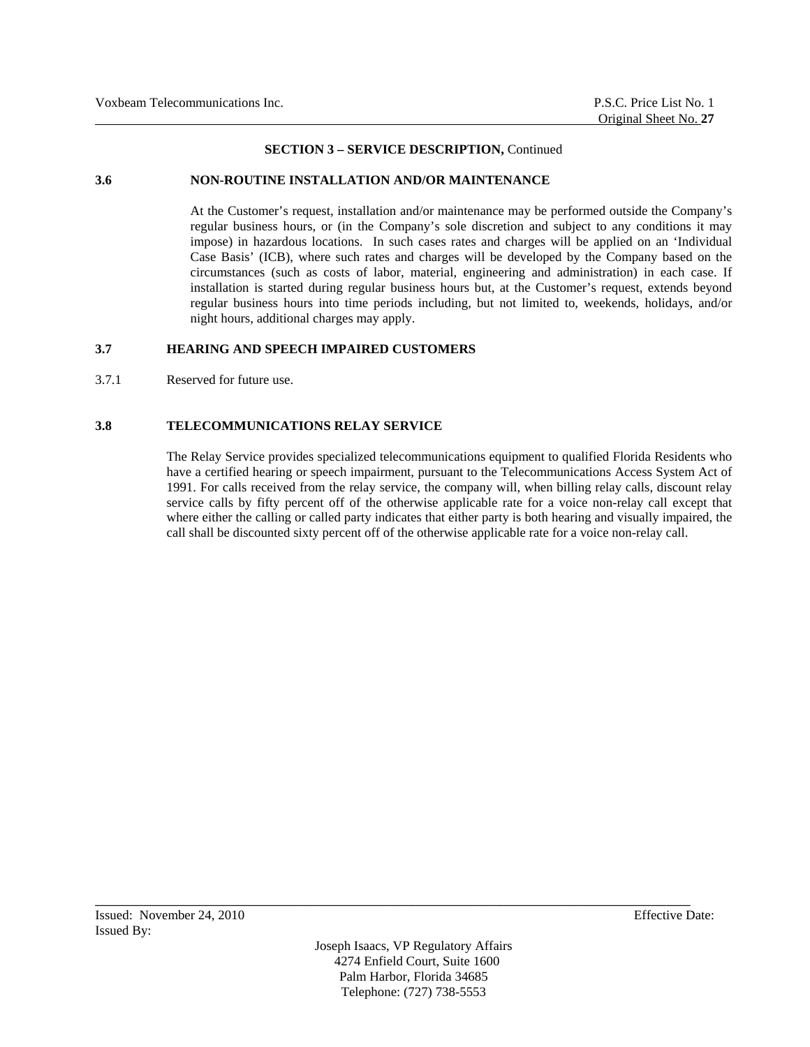**SECTION 3 – SERVICE DESCRIPTION,** Continued

**3.6 NON-ROUTINE INSTALLATION AND/OR MAINTENANCE**

At the Customer's request, installation and/or maintenance may be performed outside the Company's regular business hours, or (in the Company's sole discretion and subject to any conditions it may impose) in hazardous locations. In such cases rates and charges will be applied on an 'Individual Case Basis' (ICB), where such rates and charges will be developed by the Company based on the circumstances (such as costs of labor, material, engineering and administration) in each case. If installation is started during regular business hours but, at the Customer's request, extends beyond regular business hours into time periods including, but not limited to, weekends, holidays, and/or night hours, additional charges may apply.

**3.7 HEARING AND SPEECH IMPAIRED CUSTOMERS**

3.7.1 Reserved for future use.

**3.8 TELECOMMUNICATIONS RELAY SERVICE**

The Relay Service provides specialized telecommunications equipment to qualified Florida Residents who have a certified hearing or speech impairment, pursuant to the Telecommunications Access System Act of 1991. For calls received from the relay service, the company will, when billing relay calls, discount relay service calls by fifty percent off of the otherwise applicable rate for a voice non-relay call except that where either the calling or called party indicates that either party is both hearing and visually impaired, the call shall be discounted sixty percent off of the otherwise applicable rate for a voice non-relay call.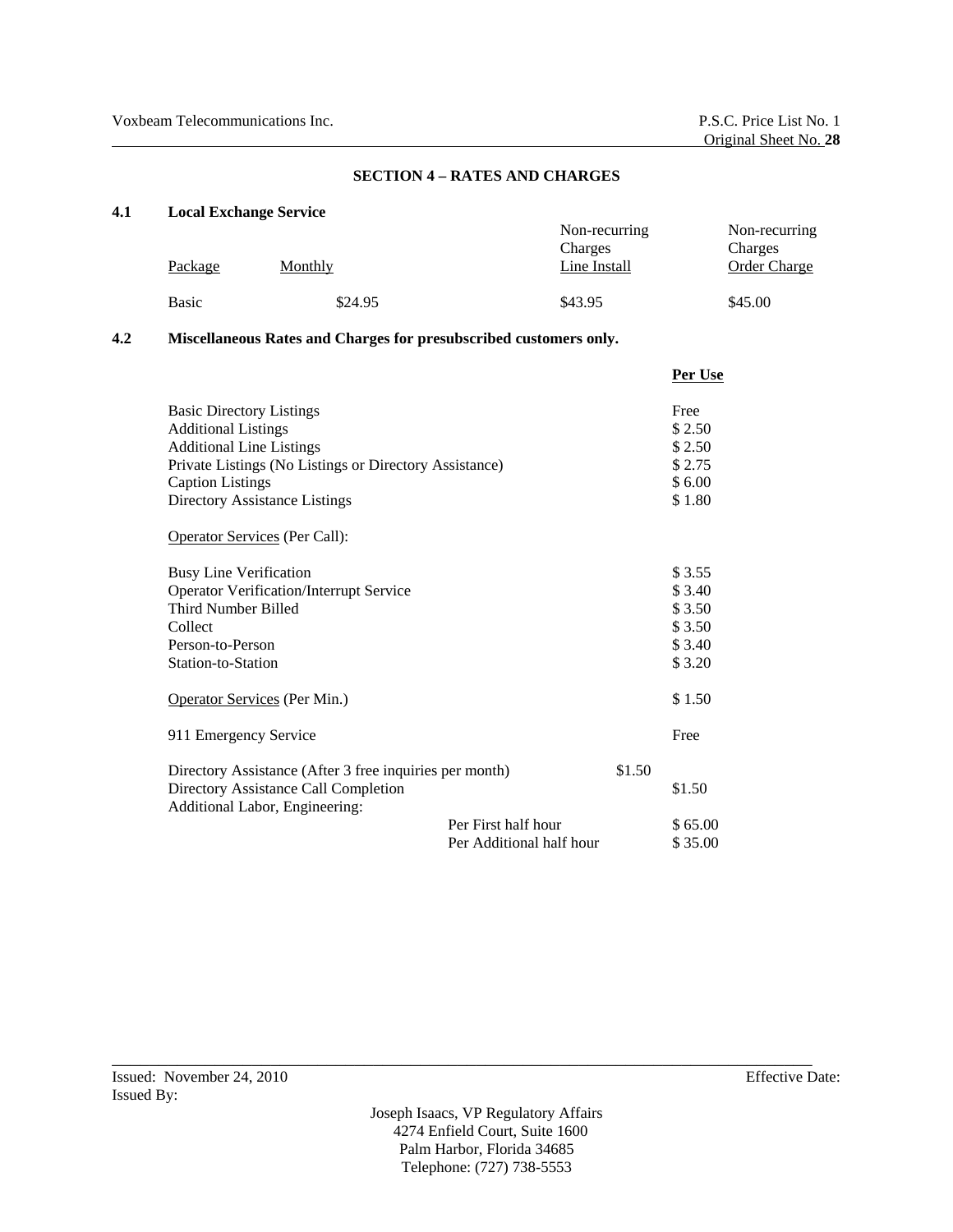## SECTION 4 – RATES AND CHARGES

### 4.1 Local Exchange Service

| Package | Monthly | Non-recurring Charges Line Install | Non-recurring Charges Order Charge |
|---|---|---|---|
| Basic | $24.95 | $43.95 | $45.00 |

### 4.2 Miscellaneous Rates and Charges for presubscribed customers only.

| | | Per Use |
|---|---|---|
| Basic Directory Listings | | Free |
| Additional Listings | | $ 2.50 |
| Additional Line Listings | | $ 2.50 |
| Private Listings (No Listings or Directory Assistance) | | $ 2.75 |
| Caption Listings | | $ 6.00 |
| Directory Assistance Listings | | $ 1.80 |
| Operator Services (Per Call): | | |
| Busy Line Verification | | $ 3.55 |
| Operator Verification/Interrupt Service | | $ 3.40 |
| Third Number Billed | | $ 3.50 |
| Collect | | $ 3.50 |
| Person-to-Person | | $ 3.40 |
| Station-to-Station | | $ 3.20 |
| Operator Services (Per Min.) | | $ 1.50 |
| 911 Emergency Service | | Free |
| Directory Assistance (After 3 free inquiries per month) | $1.50 | |
| Directory Assistance Call Completion | | $1.50 |
| Additional Labor, Engineering: | | |
| | Per First half hour | $ 65.00 |
| | Per Additional half hour | $ 35.00 |

Issued: November 24, 2010

Effective Date:

Issued By:

Joseph Isaacs, VP Regulatory Affairs
4274 Enfield Court, Suite 1600
Palm Harbor, Florida 34685
Telephone: (727) 738-5553